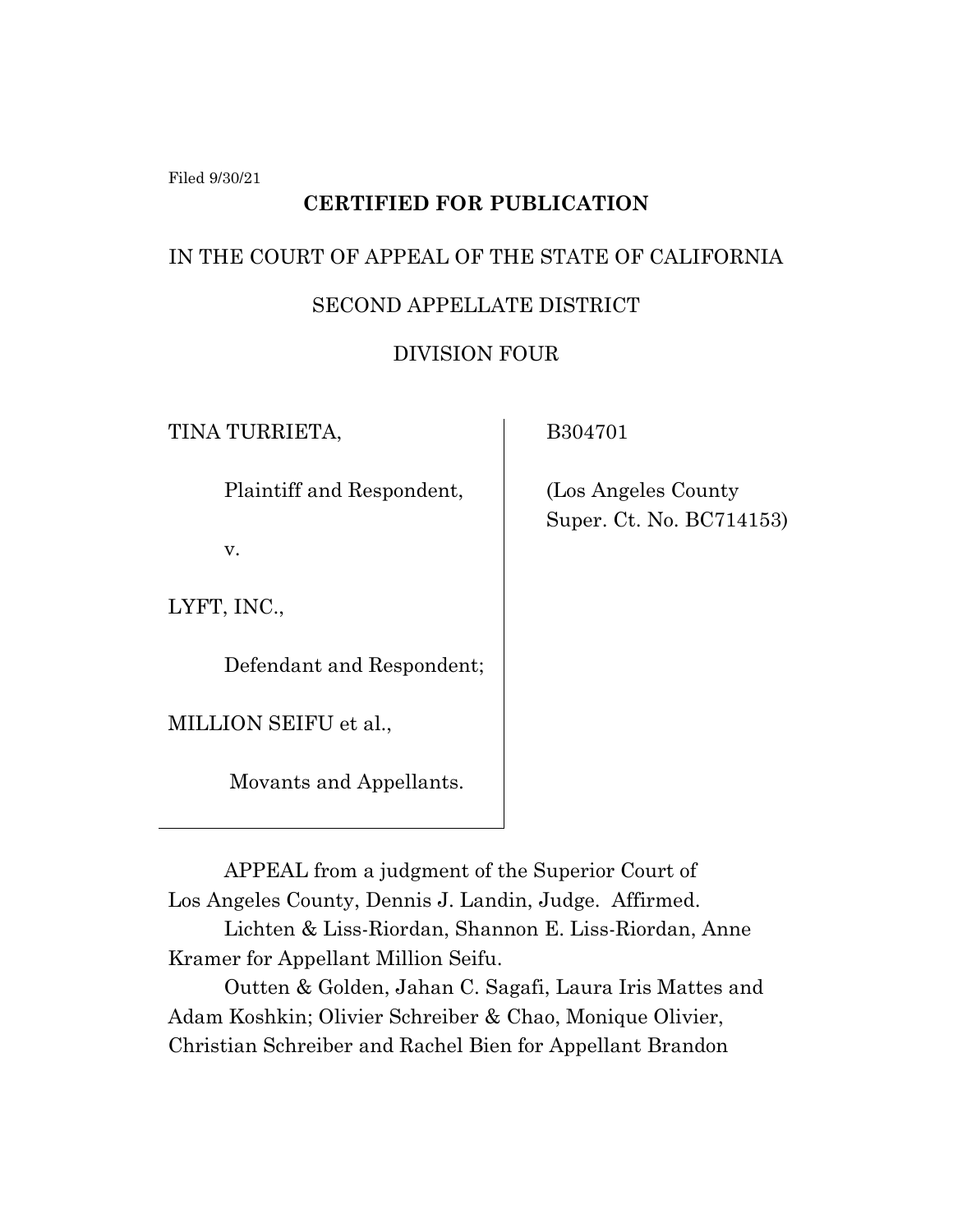Filed 9/30/21

**CERTIFIED FOR PUBLICATION**

IN THE COURT OF APPEAL OF THE STATE OF CALIFORNIA

SECOND APPELLATE DISTRICT

DIVISION FOUR

| | |
|---|---|
| TINA TURRIETA,<br><br>Plaintiff and Respondent,<br><br>v.<br><br>LYFT, INC.,<br><br>Defendant and Respondent;<br><br>MILLION SEIFU et al.,<br><br>Movants and Appellants. | B304701<br><br>(Los Angeles County Super. Ct. No. BC714153) |

APPEAL from a judgment of the Superior Court of Los Angeles County, Dennis J. Landin, Judge. Affirmed.

Lichten & Liss-Riordan, Shannon E. Liss-Riordan, Anne Kramer for Appellant Million Seifu.

Outten & Golden, Jahan C. Sagafi, Laura Iris Mattes and Adam Koshkin; Olivier Schreiber & Chao, Monique Olivier, Christian Schreiber and Rachel Bien for Appellant Brandon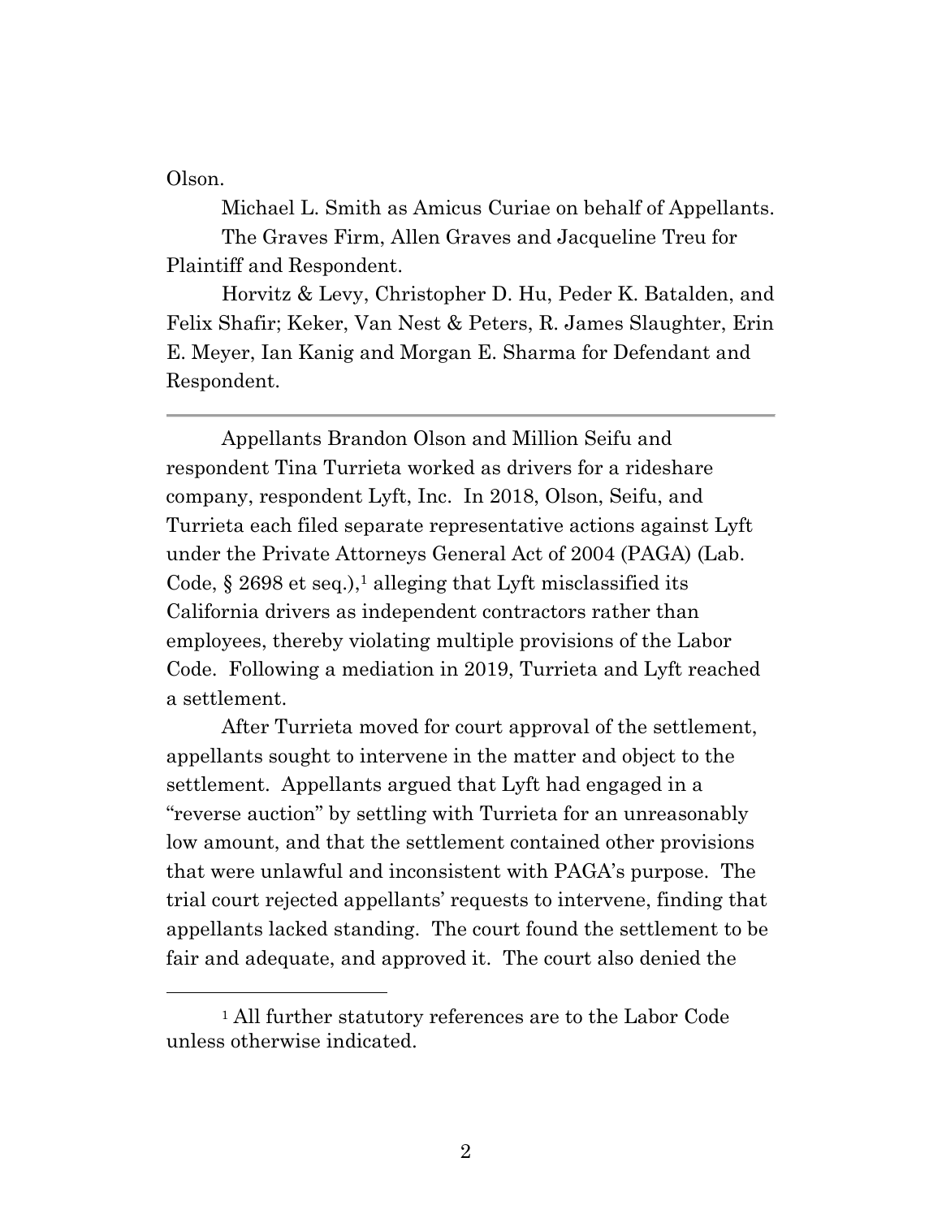Olson.

Michael L. Smith as Amicus Curiae on behalf of Appellants.

The Graves Firm, Allen Graves and Jacqueline Treu for Plaintiff and Respondent.

Horvitz & Levy, Christopher D. Hu, Peder K. Batalden, and Felix Shafir; Keker, Van Nest & Peters, R. James Slaughter, Erin E. Meyer, Ian Kanig and Morgan E. Sharma for Defendant and Respondent.

---

Appellants Brandon Olson and Million Seifu and respondent Tina Turrieta worked as drivers for a rideshare company, respondent Lyft, Inc. In 2018, Olson, Seifu, and Turrieta each filed separate representative actions against Lyft under the Private Attorneys General Act of 2004 (PAGA) (Lab. Code, § 2698 et seq.),[1] alleging that Lyft misclassified its California drivers as independent contractors rather than employees, thereby violating multiple provisions of the Labor Code. Following a mediation in 2019, Turrieta and Lyft reached a settlement.

After Turrieta moved for court approval of the settlement, appellants sought to intervene in the matter and object to the settlement. Appellants argued that Lyft had engaged in a "reverse auction" by settling with Turrieta for an unreasonably low amount, and that the settlement contained other provisions that were unlawful and inconsistent with PAGA's purpose. The trial court rejected appellants' requests to intervene, finding that appellants lacked standing. The court found the settlement to be fair and adequate, and approved it. The court also denied the

[1] All further statutory references are to the Labor Code unless otherwise indicated.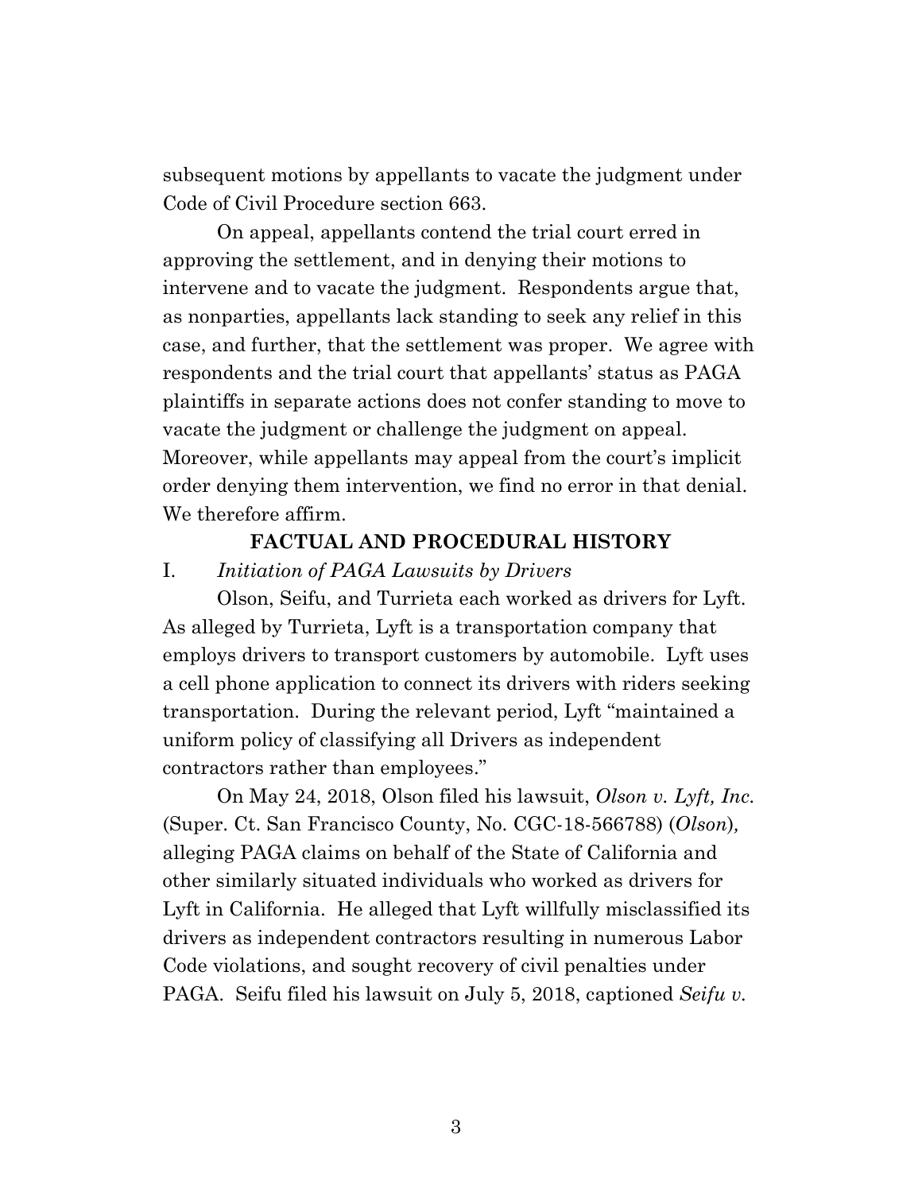subsequent motions by appellants to vacate the judgment under Code of Civil Procedure section 663.

On appeal, appellants contend the trial court erred in approving the settlement, and in denying their motions to intervene and to vacate the judgment. Respondents argue that, as nonparties, appellants lack standing to seek any relief in this case, and further, that the settlement was proper. We agree with respondents and the trial court that appellants' status as PAGA plaintiffs in separate actions does not confer standing to move to vacate the judgment or challenge the judgment on appeal. Moreover, while appellants may appeal from the court's implicit order denying them intervention, we find no error in that denial. We therefore affirm.

## FACTUAL AND PROCEDURAL HISTORY

### I. *Initiation of PAGA Lawsuits by Drivers*

Olson, Seifu, and Turrieta each worked as drivers for Lyft. As alleged by Turrieta, Lyft is a transportation company that employs drivers to transport customers by automobile. Lyft uses a cell phone application to connect its drivers with riders seeking transportation. During the relevant period, Lyft "maintained a uniform policy of classifying all Drivers as independent contractors rather than employees."

On May 24, 2018, Olson filed his lawsuit, *Olson v. Lyft, Inc.* (Super. Ct. San Francisco County, No. CGC-18-566788) (*Olson*), alleging PAGA claims on behalf of the State of California and other similarly situated individuals who worked as drivers for Lyft in California. He alleged that Lyft willfully misclassified its drivers as independent contractors resulting in numerous Labor Code violations, and sought recovery of civil penalties under PAGA. Seifu filed his lawsuit on July 5, 2018, captioned *Seifu v.*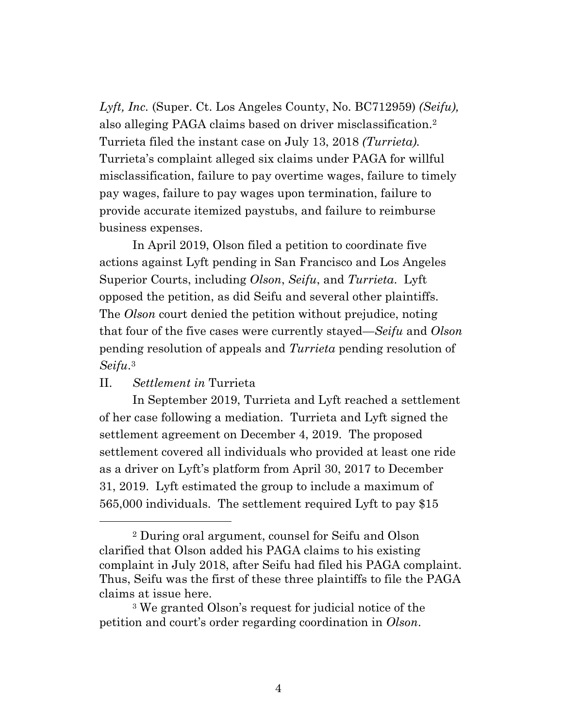*Lyft, Inc.* (Super. Ct. Los Angeles County, No. BC712959) *(Seifu),* also alleging PAGA claims based on driver misclassification.[2] Turrieta filed the instant case on July 13, 2018 *(Turrieta).* Turrieta's complaint alleged six claims under PAGA for willful misclassification, failure to pay overtime wages, failure to timely pay wages, failure to pay wages upon termination, failure to provide accurate itemized paystubs, and failure to reimburse business expenses.

In April 2019, Olson filed a petition to coordinate five actions against Lyft pending in San Francisco and Los Angeles Superior Courts, including *Olson*, *Seifu*, and *Turrieta*. Lyft opposed the petition, as did Seifu and several other plaintiffs. The *Olson* court denied the petition without prejudice, noting that four of the five cases were currently stayed—*Seifu* and *Olson* pending resolution of appeals and *Turrieta* pending resolution of *Seifu*.[3]

## II. *Settlement in* Turrieta

In September 2019, Turrieta and Lyft reached a settlement of her case following a mediation. Turrieta and Lyft signed the settlement agreement on December 4, 2019. The proposed settlement covered all individuals who provided at least one ride as a driver on Lyft's platform from April 30, 2017 to December 31, 2019. Lyft estimated the group to include a maximum of 565,000 individuals. The settlement required Lyft to pay $15

---

[2] During oral argument, counsel for Seifu and Olson clarified that Olson added his PAGA claims to his existing complaint in July 2018, after Seifu had filed his PAGA complaint. Thus, Seifu was the first of these three plaintiffs to file the PAGA claims at issue here.

[3] We granted Olson's request for judicial notice of the petition and court's order regarding coordination in *Olson*.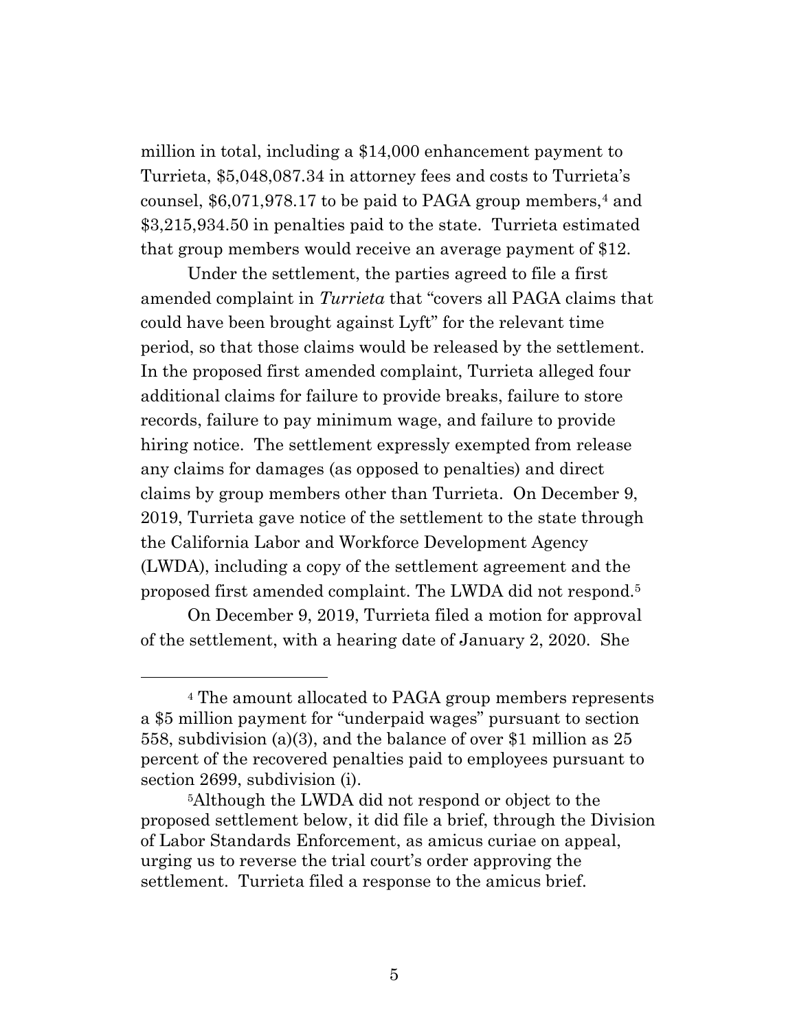million in total, including a $14,000 enhancement payment to Turrieta, $5,048,087.34 in attorney fees and costs to Turrieta's counsel, $6,071,978.17 to be paid to PAGA group members,[4] and $3,215,934.50 in penalties paid to the state. Turrieta estimated that group members would receive an average payment of $12.

Under the settlement, the parties agreed to file a first amended complaint in *Turrieta* that "covers all PAGA claims that could have been brought against Lyft" for the relevant time period, so that those claims would be released by the settlement. In the proposed first amended complaint, Turrieta alleged four additional claims for failure to provide breaks, failure to store records, failure to pay minimum wage, and failure to provide hiring notice. The settlement expressly exempted from release any claims for damages (as opposed to penalties) and direct claims by group members other than Turrieta. On December 9, 2019, Turrieta gave notice of the settlement to the state through the California Labor and Workforce Development Agency (LWDA), including a copy of the settlement agreement and the proposed first amended complaint. The LWDA did not respond.[5]

On December 9, 2019, Turrieta filed a motion for approval of the settlement, with a hearing date of January 2, 2020. She

---

[4] The amount allocated to PAGA group members represents a $5 million payment for "underpaid wages" pursuant to section 558, subdivision (a)(3), and the balance of over $1 million as 25 percent of the recovered penalties paid to employees pursuant to section 2699, subdivision (i).

[5] Although the LWDA did not respond or object to the proposed settlement below, it did file a brief, through the Division of Labor Standards Enforcement, as amicus curiae on appeal, urging us to reverse the trial court's order approving the settlement. Turrieta filed a response to the amicus brief.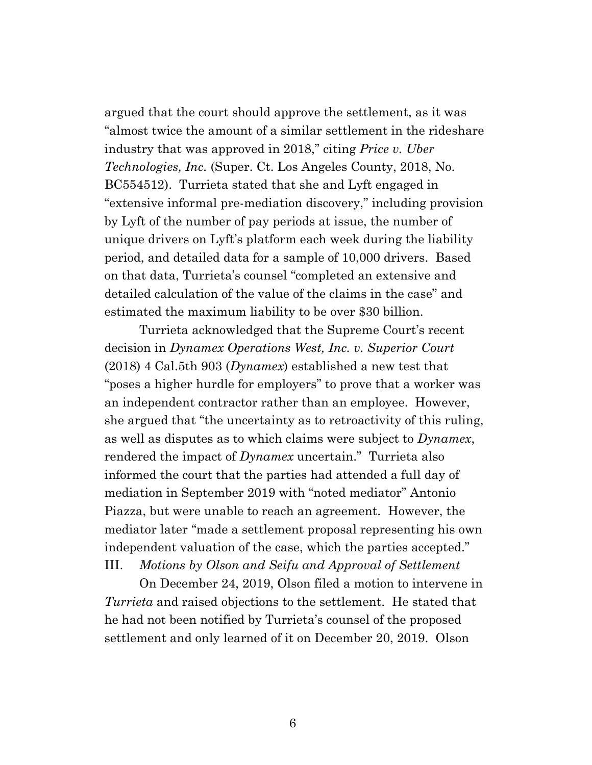argued that the court should approve the settlement, as it was "almost twice the amount of a similar settlement in the rideshare industry that was approved in 2018," citing *Price v. Uber Technologies, Inc.* (Super. Ct. Los Angeles County, 2018, No. BC554512). Turrieta stated that she and Lyft engaged in "extensive informal pre-mediation discovery," including provision by Lyft of the number of pay periods at issue, the number of unique drivers on Lyft's platform each week during the liability period, and detailed data for a sample of 10,000 drivers. Based on that data, Turrieta's counsel "completed an extensive and detailed calculation of the value of the claims in the case" and estimated the maximum liability to be over $30 billion.

Turrieta acknowledged that the Supreme Court's recent decision in *Dynamex Operations West, Inc. v. Superior Court* (2018) 4 Cal.5th 903 (*Dynamex*) established a new test that "poses a higher hurdle for employers" to prove that a worker was an independent contractor rather than an employee. However, she argued that "the uncertainty as to retroactivity of this ruling, as well as disputes as to which claims were subject to *Dynamex*, rendered the impact of *Dynamex* uncertain." Turrieta also informed the court that the parties had attended a full day of mediation in September 2019 with "noted mediator" Antonio Piazza, but were unable to reach an agreement. However, the mediator later "made a settlement proposal representing his own independent valuation of the case, which the parties accepted."

### III. *Motions by Olson and Seifu and Approval of Settlement*

On December 24, 2019, Olson filed a motion to intervene in *Turrieta* and raised objections to the settlement. He stated that he had not been notified by Turrieta's counsel of the proposed settlement and only learned of it on December 20, 2019. Olson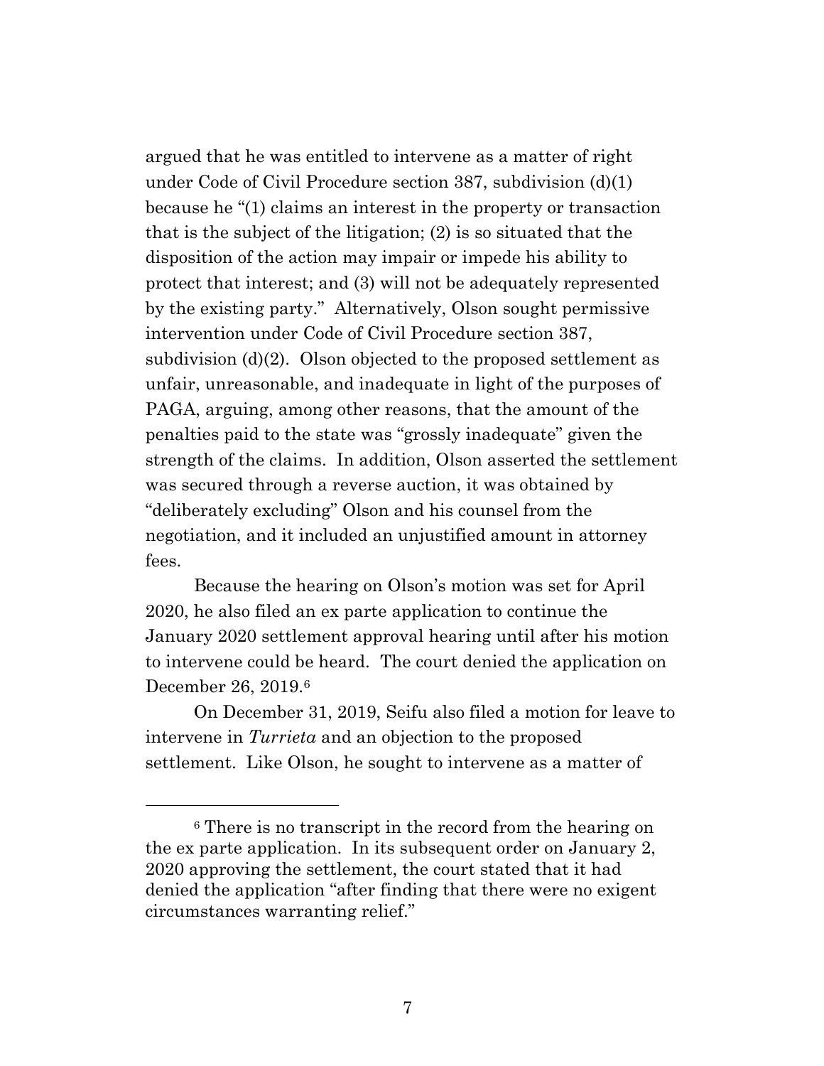argued that he was entitled to intervene as a matter of right under Code of Civil Procedure section 387, subdivision (d)(1) because he "(1) claims an interest in the property or transaction that is the subject of the litigation; (2) is so situated that the disposition of the action may impair or impede his ability to protect that interest; and (3) will not be adequately represented by the existing party." Alternatively, Olson sought permissive intervention under Code of Civil Procedure section 387, subdivision (d)(2). Olson objected to the proposed settlement as unfair, unreasonable, and inadequate in light of the purposes of PAGA, arguing, among other reasons, that the amount of the penalties paid to the state was "grossly inadequate" given the strength of the claims. In addition, Olson asserted the settlement was secured through a reverse auction, it was obtained by "deliberately excluding" Olson and his counsel from the negotiation, and it included an unjustified amount in attorney fees.

Because the hearing on Olson's motion was set for April 2020, he also filed an ex parte application to continue the January 2020 settlement approval hearing until after his motion to intervene could be heard. The court denied the application on December 26, 2019.[6]

On December 31, 2019, Seifu also filed a motion for leave to intervene in *Turrieta* and an objection to the proposed settlement. Like Olson, he sought to intervene as a matter of

---

[6] There is no transcript in the record from the hearing on the ex parte application. In its subsequent order on January 2, 2020 approving the settlement, the court stated that it had denied the application "after finding that there were no exigent circumstances warranting relief."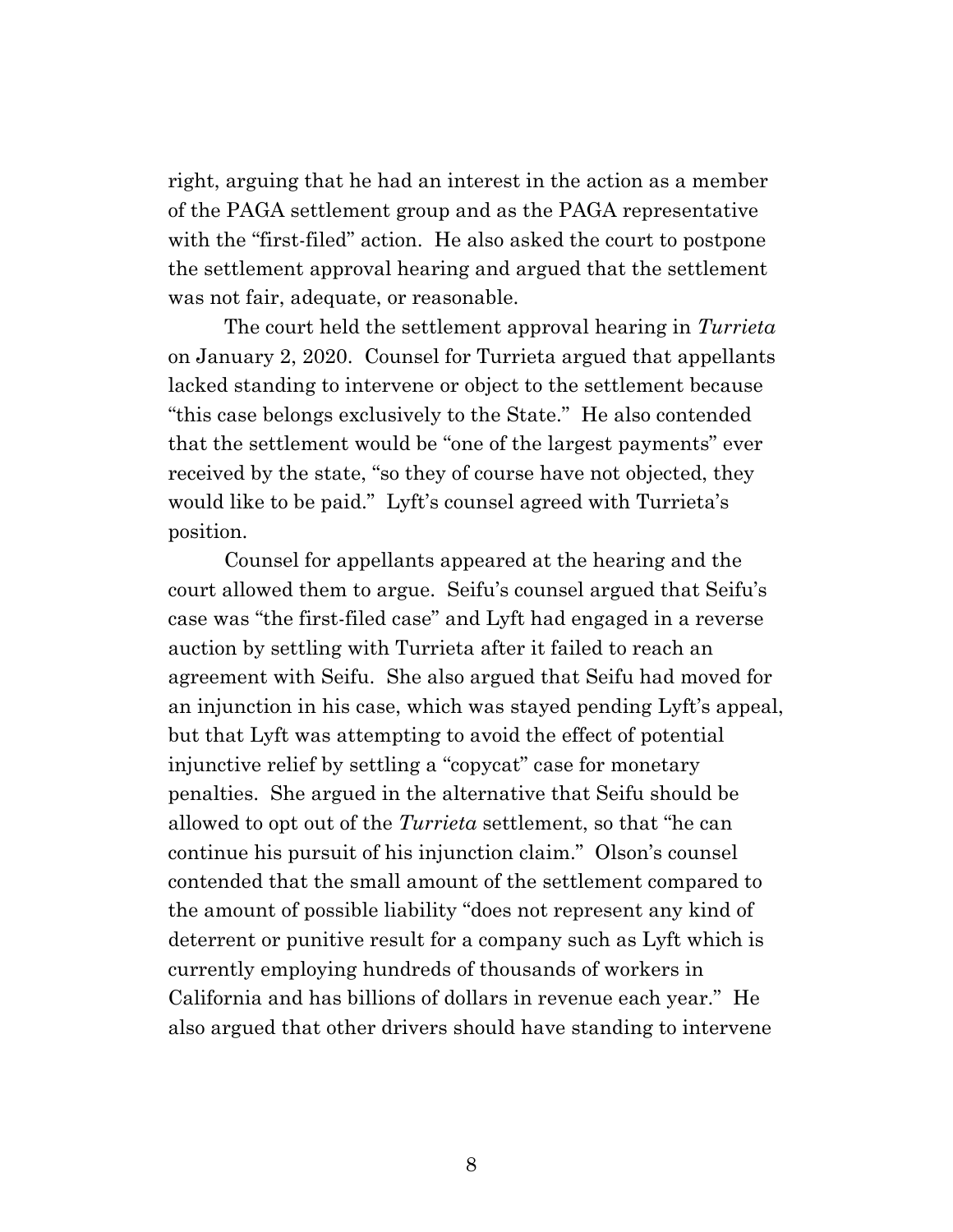right, arguing that he had an interest in the action as a member of the PAGA settlement group and as the PAGA representative with the "first-filed" action. He also asked the court to postpone the settlement approval hearing and argued that the settlement was not fair, adequate, or reasonable.

The court held the settlement approval hearing in *Turrieta* on January 2, 2020. Counsel for Turrieta argued that appellants lacked standing to intervene or object to the settlement because "this case belongs exclusively to the State." He also contended that the settlement would be "one of the largest payments" ever received by the state, "so they of course have not objected, they would like to be paid." Lyft's counsel agreed with Turrieta's position.

Counsel for appellants appeared at the hearing and the court allowed them to argue. Seifu's counsel argued that Seifu's case was "the first-filed case" and Lyft had engaged in a reverse auction by settling with Turrieta after it failed to reach an agreement with Seifu. She also argued that Seifu had moved for an injunction in his case, which was stayed pending Lyft's appeal, but that Lyft was attempting to avoid the effect of potential injunctive relief by settling a "copycat" case for monetary penalties. She argued in the alternative that Seifu should be allowed to opt out of the *Turrieta* settlement, so that "he can continue his pursuit of his injunction claim." Olson's counsel contended that the small amount of the settlement compared to the amount of possible liability "does not represent any kind of deterrent or punitive result for a company such as Lyft which is currently employing hundreds of thousands of workers in California and has billions of dollars in revenue each year." He also argued that other drivers should have standing to intervene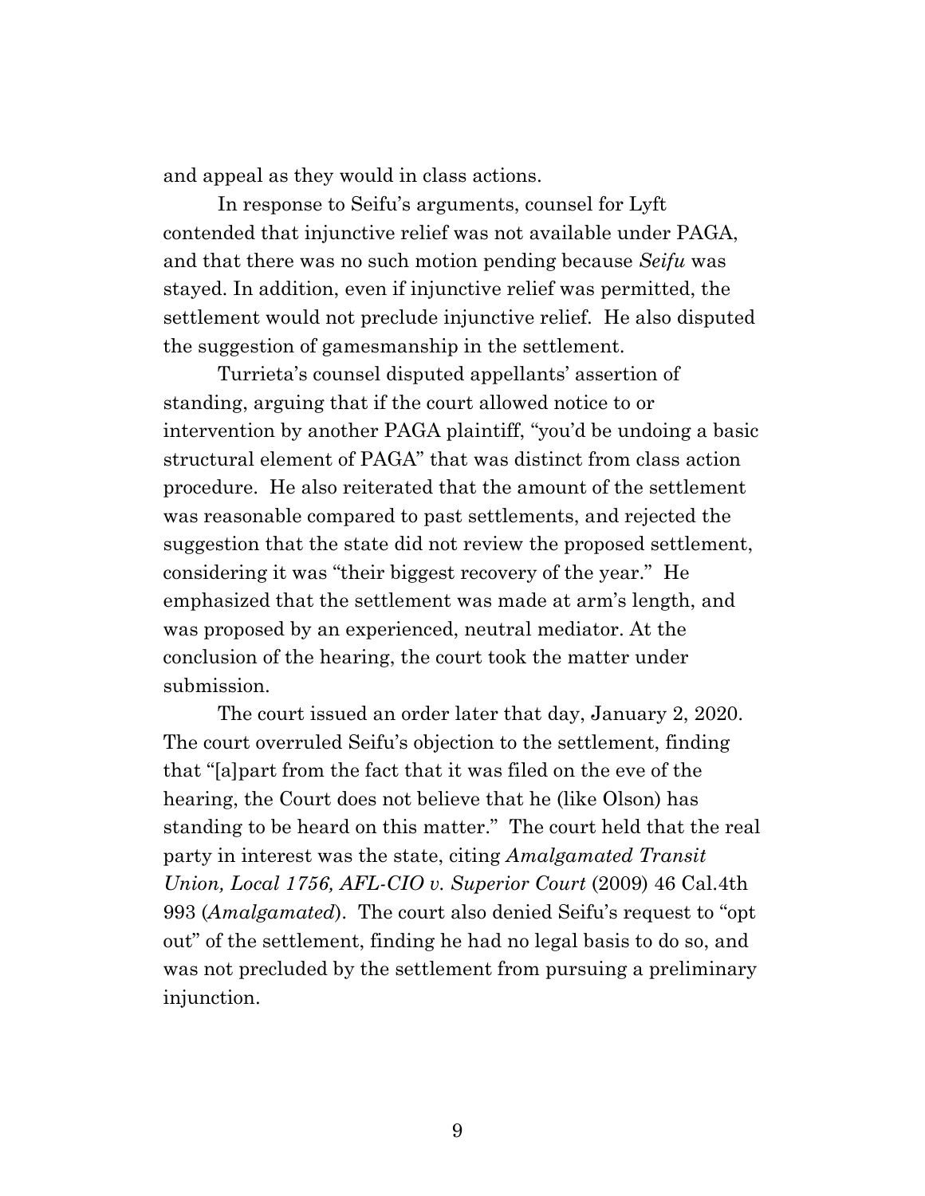and appeal as they would in class actions.

In response to Seifu's arguments, counsel for Lyft contended that injunctive relief was not available under PAGA, and that there was no such motion pending because *Seifu* was stayed. In addition, even if injunctive relief was permitted, the settlement would not preclude injunctive relief. He also disputed the suggestion of gamesmanship in the settlement.

Turrieta's counsel disputed appellants' assertion of standing, arguing that if the court allowed notice to or intervention by another PAGA plaintiff, "you'd be undoing a basic structural element of PAGA" that was distinct from class action procedure. He also reiterated that the amount of the settlement was reasonable compared to past settlements, and rejected the suggestion that the state did not review the proposed settlement, considering it was "their biggest recovery of the year." He emphasized that the settlement was made at arm's length, and was proposed by an experienced, neutral mediator. At the conclusion of the hearing, the court took the matter under submission.

The court issued an order later that day, January 2, 2020. The court overruled Seifu's objection to the settlement, finding that "[a]part from the fact that it was filed on the eve of the hearing, the Court does not believe that he (like Olson) has standing to be heard on this matter." The court held that the real party in interest was the state, citing *Amalgamated Transit Union, Local 1756, AFL-CIO v. Superior Court* (2009) 46 Cal.4th 993 (*Amalgamated*). The court also denied Seifu's request to "opt out" of the settlement, finding he had no legal basis to do so, and was not precluded by the settlement from pursuing a preliminary injunction.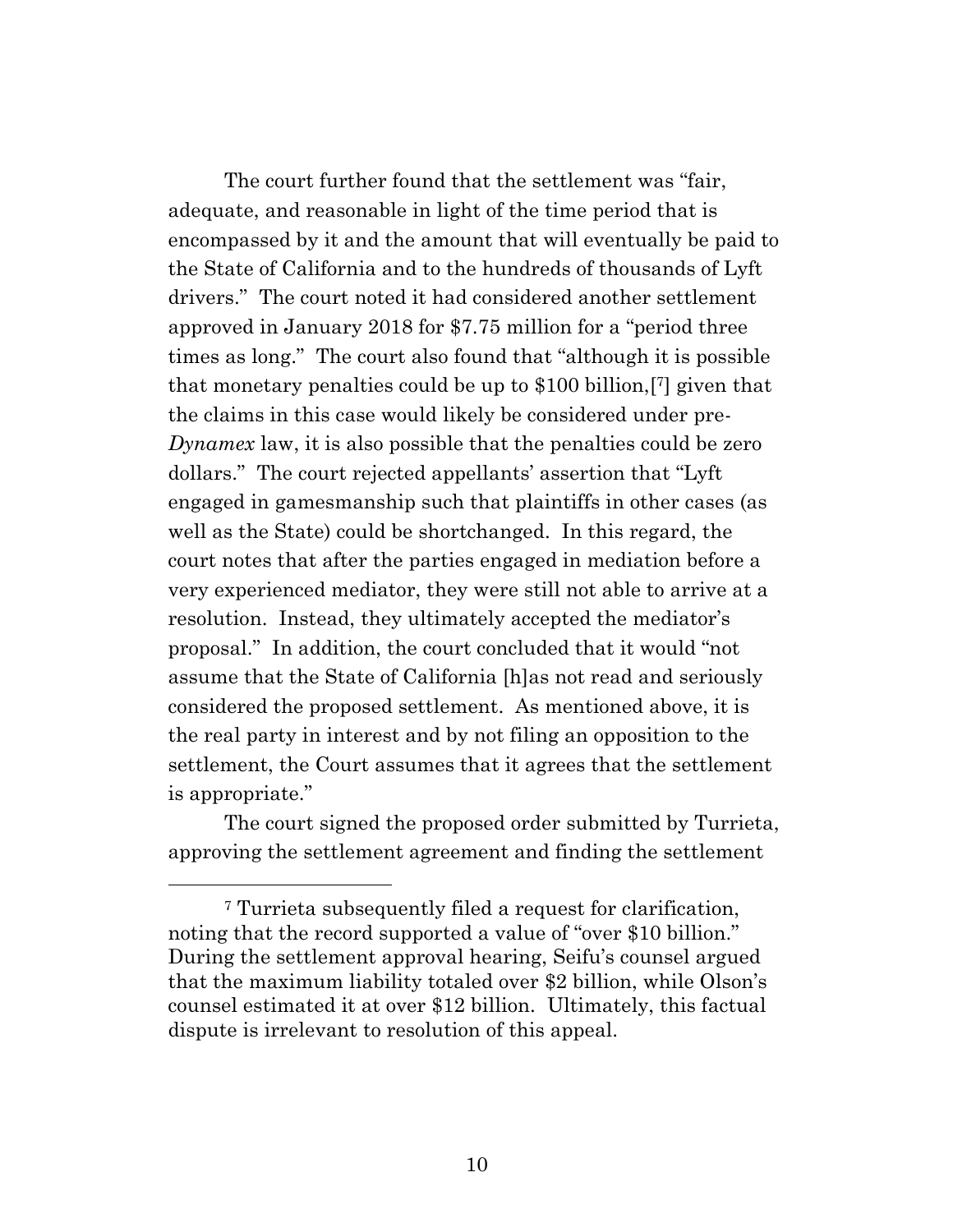The court further found that the settlement was "fair, adequate, and reasonable in light of the time period that is encompassed by it and the amount that will eventually be paid to the State of California and to the hundreds of thousands of Lyft drivers." The court noted it had considered another settlement approved in January 2018 for $7.75 million for a "period three times as long." The court also found that "although it is possible that monetary penalties could be up to $100 billion,[7] given that the claims in this case would likely be considered under pre-*Dynamex* law, it is also possible that the penalties could be zero dollars." The court rejected appellants' assertion that "Lyft engaged in gamesmanship such that plaintiffs in other cases (as well as the State) could be shortchanged. In this regard, the court notes that after the parties engaged in mediation before a very experienced mediator, they were still not able to arrive at a resolution. Instead, they ultimately accepted the mediator's proposal." In addition, the court concluded that it would "not assume that the State of California [h]as not read and seriously considered the proposed settlement. As mentioned above, it is the real party in interest and by not filing an opposition to the settlement, the Court assumes that it agrees that the settlement is appropriate."

The court signed the proposed order submitted by Turrieta, approving the settlement agreement and finding the settlement

---

[7] Turrieta subsequently filed a request for clarification, noting that the record supported a value of "over $10 billion." During the settlement approval hearing, Seifu's counsel argued that the maximum liability totaled over $2 billion, while Olson's counsel estimated it at over $12 billion. Ultimately, this factual dispute is irrelevant to resolution of this appeal.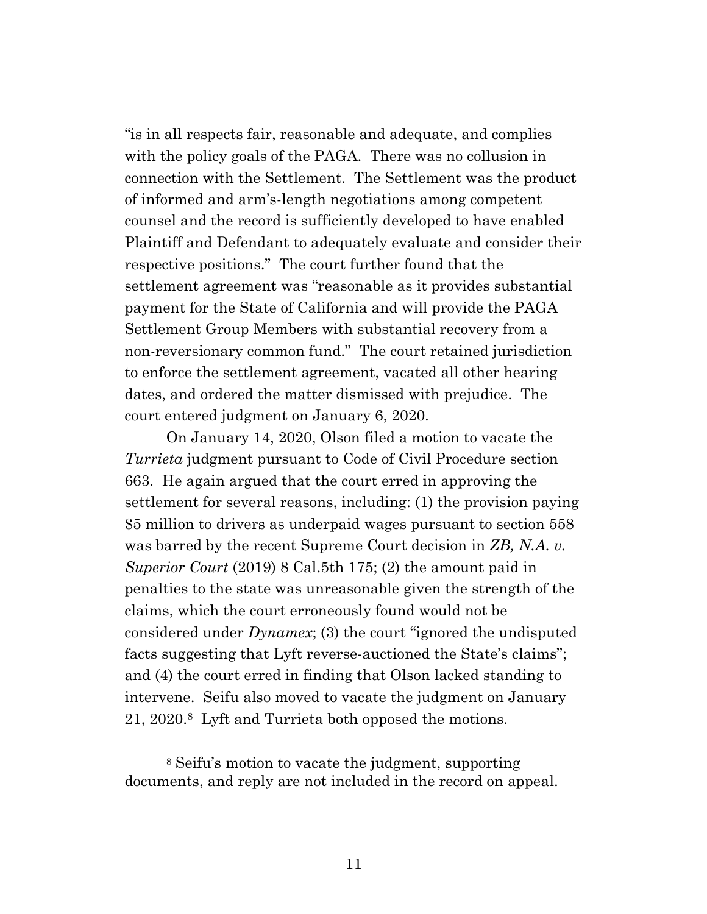"is in all respects fair, reasonable and adequate, and complies with the policy goals of the PAGA. There was no collusion in connection with the Settlement. The Settlement was the product of informed and arm's-length negotiations among competent counsel and the record is sufficiently developed to have enabled Plaintiff and Defendant to adequately evaluate and consider their respective positions." The court further found that the settlement agreement was "reasonable as it provides substantial payment for the State of California and will provide the PAGA Settlement Group Members with substantial recovery from a non-reversionary common fund." The court retained jurisdiction to enforce the settlement agreement, vacated all other hearing dates, and ordered the matter dismissed with prejudice. The court entered judgment on January 6, 2020.

On January 14, 2020, Olson filed a motion to vacate the *Turrieta* judgment pursuant to Code of Civil Procedure section 663. He again argued that the court erred in approving the settlement for several reasons, including: (1) the provision paying $5 million to drivers as underpaid wages pursuant to section 558 was barred by the recent Supreme Court decision in *ZB, N.A. v. Superior Court* (2019) 8 Cal.5th 175; (2) the amount paid in penalties to the state was unreasonable given the strength of the claims, which the court erroneously found would not be considered under *Dynamex*; (3) the court "ignored the undisputed facts suggesting that Lyft reverse-auctioned the State's claims"; and (4) the court erred in finding that Olson lacked standing to intervene. Seifu also moved to vacate the judgment on January 21, 2020.[8] Lyft and Turrieta both opposed the motions.

[8] Seifu's motion to vacate the judgment, supporting documents, and reply are not included in the record on appeal.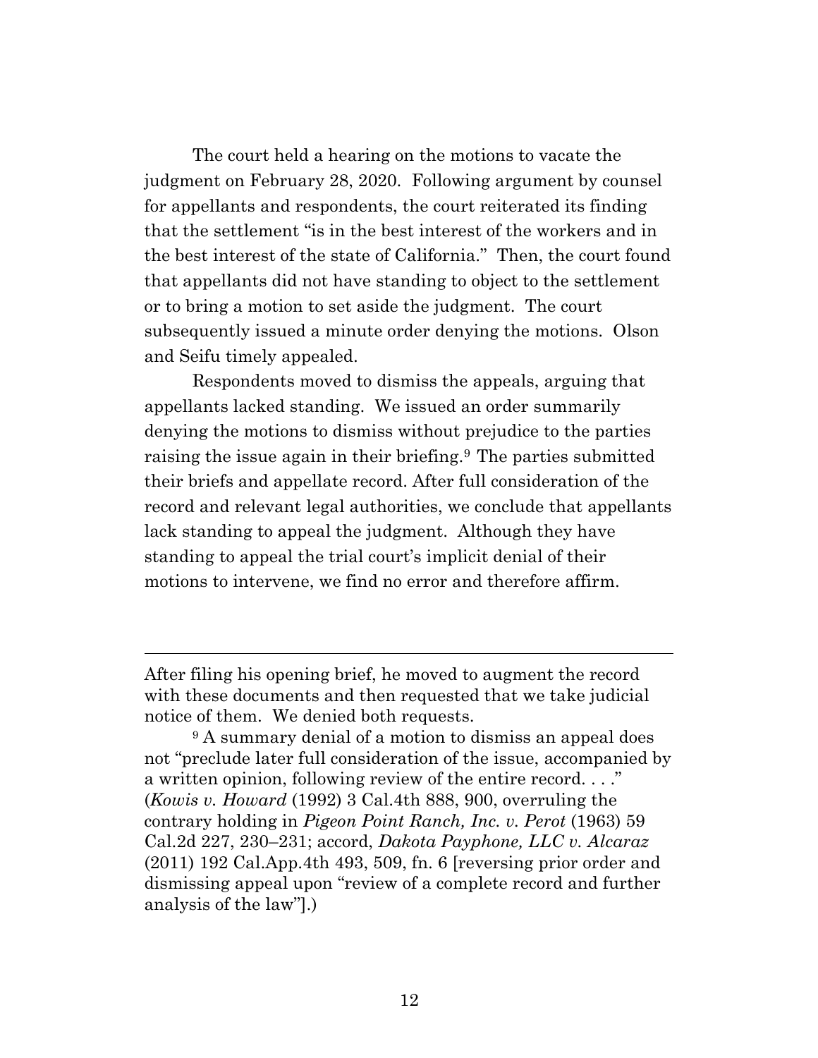The court held a hearing on the motions to vacate the judgment on February 28, 2020. Following argument by counsel for appellants and respondents, the court reiterated its finding that the settlement "is in the best interest of the workers and in the best interest of the state of California." Then, the court found that appellants did not have standing to object to the settlement or to bring a motion to set aside the judgment. The court subsequently issued a minute order denying the motions. Olson and Seifu timely appealed.

Respondents moved to dismiss the appeals, arguing that appellants lacked standing. We issued an order summarily denying the motions to dismiss without prejudice to the parties raising the issue again in their briefing.[9] The parties submitted their briefs and appellate record. After full consideration of the record and relevant legal authorities, we conclude that appellants lack standing to appeal the judgment. Although they have standing to appeal the trial court's implicit denial of their motions to intervene, we find no error and therefore affirm.

---

After filing his opening brief, he moved to augment the record with these documents and then requested that we take judicial notice of them. We denied both requests.

[9] A summary denial of a motion to dismiss an appeal does not "preclude later full consideration of the issue, accompanied by a written opinion, following review of the entire record. . . ." (*Kowis v. Howard* (1992) 3 Cal.4th 888, 900, overruling the contrary holding in *Pigeon Point Ranch, Inc. v. Perot* (1963) 59 Cal.2d 227, 230–231; accord, *Dakota Payphone, LLC v. Alcaraz* (2011) 192 Cal.App.4th 493, 509, fn. 6 [reversing prior order and dismissing appeal upon "review of a complete record and further analysis of the law"].)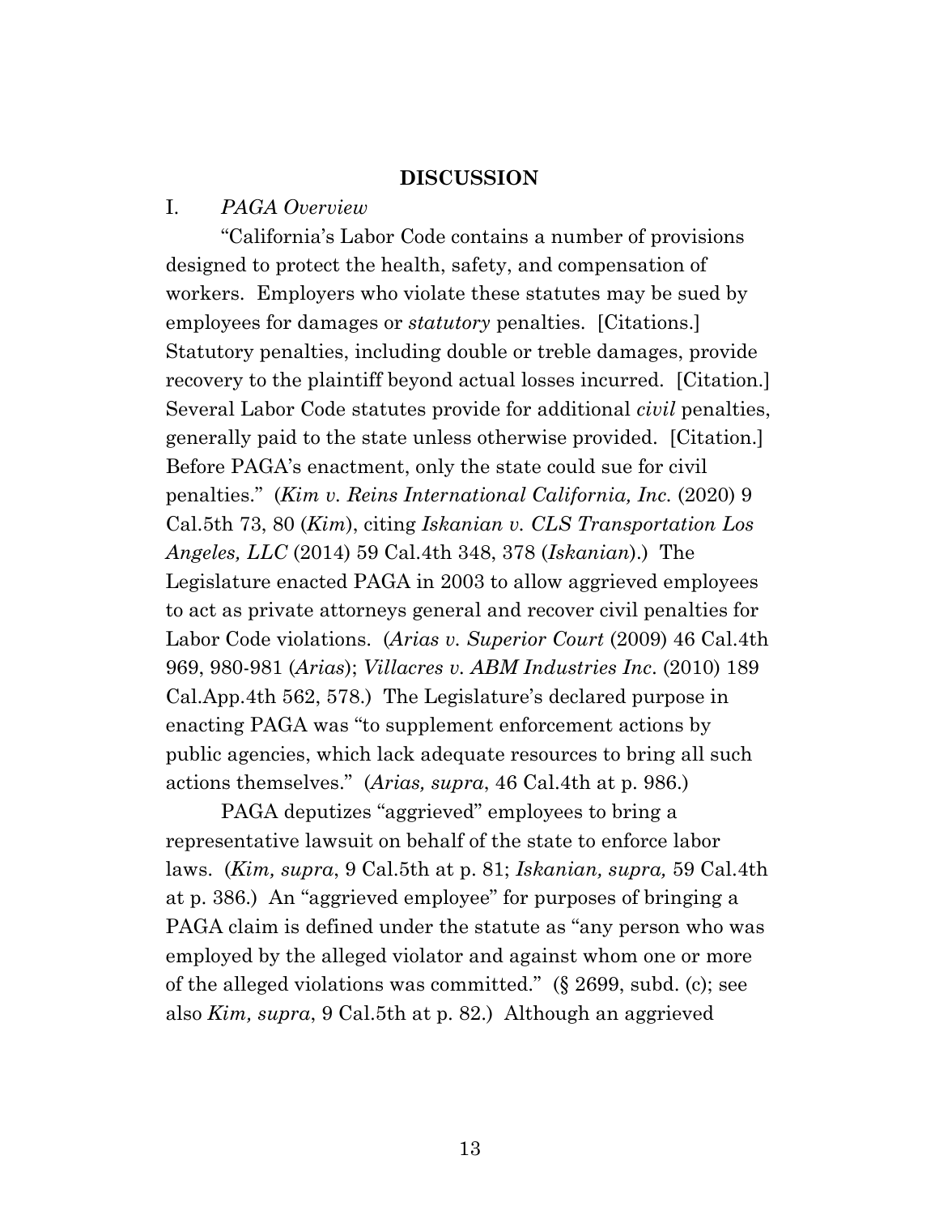## DISCUSSION

### I. *PAGA Overview*

"California's Labor Code contains a number of provisions designed to protect the health, safety, and compensation of workers. Employers who violate these statutes may be sued by employees for damages or *statutory* penalties. [Citations.] Statutory penalties, including double or treble damages, provide recovery to the plaintiff beyond actual losses incurred. [Citation.] Several Labor Code statutes provide for additional *civil* penalties, generally paid to the state unless otherwise provided. [Citation.] Before PAGA's enactment, only the state could sue for civil penalties." (*Kim v. Reins International California, Inc.* (2020) 9 Cal.5th 73, 80 (*Kim*), citing *Iskanian v. CLS Transportation Los Angeles, LLC* (2014) 59 Cal.4th 348, 378 (*Iskanian*).) The Legislature enacted PAGA in 2003 to allow aggrieved employees to act as private attorneys general and recover civil penalties for Labor Code violations. (*Arias v. Superior Court* (2009) 46 Cal.4th 969, 980-981 (*Arias*); *Villacres v. ABM Industries Inc*. (2010) 189 Cal.App.4th 562, 578.) The Legislature's declared purpose in enacting PAGA was "to supplement enforcement actions by public agencies, which lack adequate resources to bring all such actions themselves." (*Arias, supra*, 46 Cal.4th at p. 986.)

PAGA deputizes "aggrieved" employees to bring a representative lawsuit on behalf of the state to enforce labor laws. (*Kim, supra*, 9 Cal.5th at p. 81; *Iskanian, supra,* 59 Cal.4th at p. 386.) An "aggrieved employee" for purposes of bringing a PAGA claim is defined under the statute as "any person who was employed by the alleged violator and against whom one or more of the alleged violations was committed." (§ 2699, subd. (c); see also *Kim, supra*, 9 Cal.5th at p. 82.) Although an aggrieved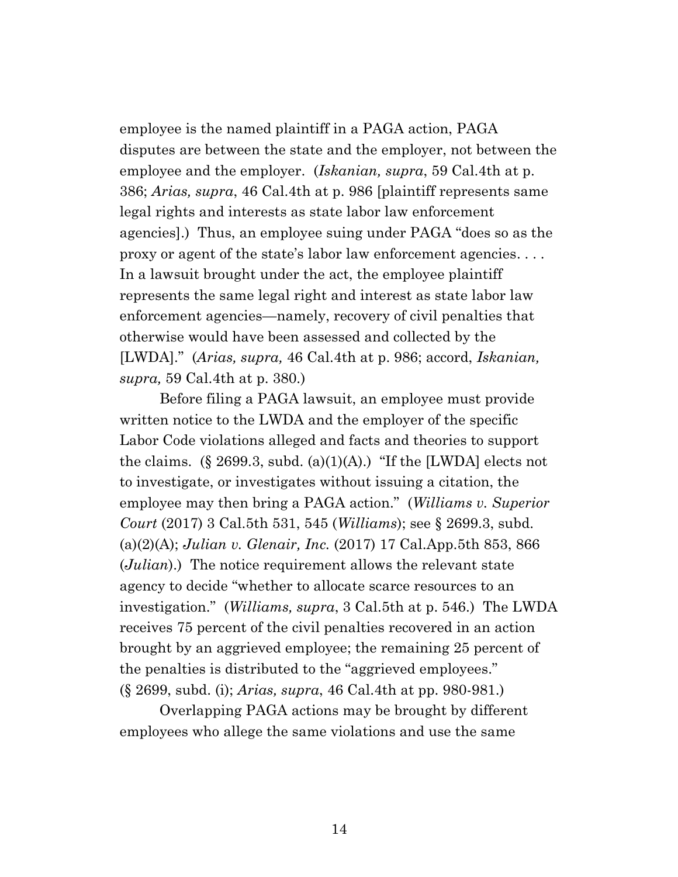employee is the named plaintiff in a PAGA action, PAGA disputes are between the state and the employer, not between the employee and the employer. (*Iskanian, supra*, 59 Cal.4th at p. 386; *Arias, supra*, 46 Cal.4th at p. 986 [plaintiff represents same legal rights and interests as state labor law enforcement agencies].) Thus, an employee suing under PAGA "does so as the proxy or agent of the state's labor law enforcement agencies. . . . In a lawsuit brought under the act, the employee plaintiff represents the same legal right and interest as state labor law enforcement agencies—namely, recovery of civil penalties that otherwise would have been assessed and collected by the [LWDA]." (*Arias, supra,* 46 Cal.4th at p. 986; accord, *Iskanian, supra,* 59 Cal.4th at p. 380.)

Before filing a PAGA lawsuit, an employee must provide written notice to the LWDA and the employer of the specific Labor Code violations alleged and facts and theories to support the claims. (§ 2699.3, subd. (a)(1)(A).) "If the [LWDA] elects not to investigate, or investigates without issuing a citation, the employee may then bring a PAGA action." (*Williams v. Superior Court* (2017) 3 Cal.5th 531, 545 (*Williams*); see § 2699.3, subd. (a)(2)(A); *Julian v. Glenair, Inc.* (2017) 17 Cal.App.5th 853, 866 (*Julian*).) The notice requirement allows the relevant state agency to decide "whether to allocate scarce resources to an investigation." (*Williams, supra*, 3 Cal.5th at p. 546.) The LWDA receives 75 percent of the civil penalties recovered in an action brought by an aggrieved employee; the remaining 25 percent of the penalties is distributed to the "aggrieved employees." (§ 2699, subd. (i); *Arias, supra*, 46 Cal.4th at pp. 980-981.)

Overlapping PAGA actions may be brought by different employees who allege the same violations and use the same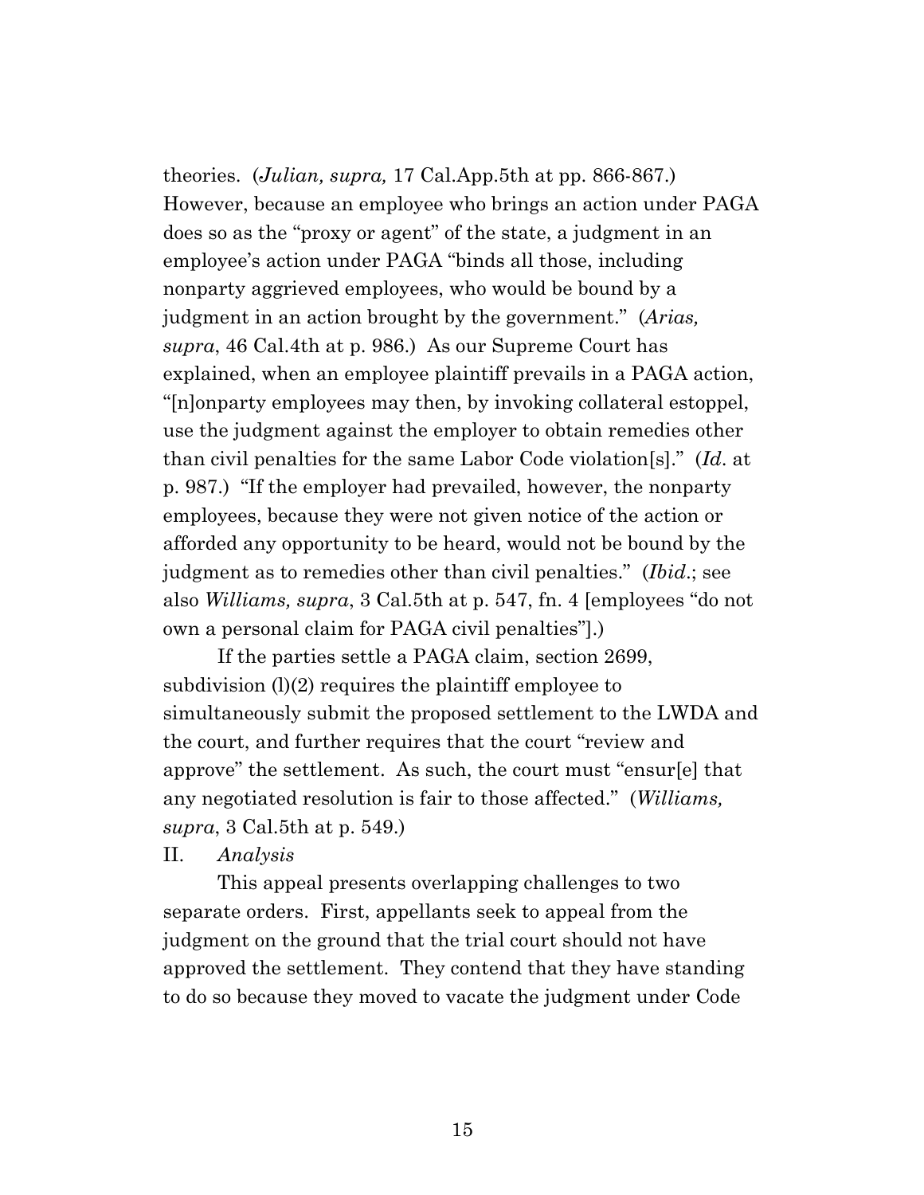theories. (*Julian, supra,* 17 Cal.App.5th at pp. 866-867.) However, because an employee who brings an action under PAGA does so as the "proxy or agent" of the state, a judgment in an employee's action under PAGA "binds all those, including nonparty aggrieved employees, who would be bound by a judgment in an action brought by the government." (*Arias, supra*, 46 Cal.4th at p. 986.) As our Supreme Court has explained, when an employee plaintiff prevails in a PAGA action, "[n]onparty employees may then, by invoking collateral estoppel, use the judgment against the employer to obtain remedies other than civil penalties for the same Labor Code violation[s]." (*Id*. at p. 987.) "If the employer had prevailed, however, the nonparty employees, because they were not given notice of the action or afforded any opportunity to be heard, would not be bound by the judgment as to remedies other than civil penalties." (*Ibid*.; see also *Williams, supra*, 3 Cal.5th at p. 547, fn. 4 [employees "do not own a personal claim for PAGA civil penalties"].)

If the parties settle a PAGA claim, section 2699, subdivision (l)(2) requires the plaintiff employee to simultaneously submit the proposed settlement to the LWDA and the court, and further requires that the court "review and approve" the settlement. As such, the court must "ensur[e] that any negotiated resolution is fair to those affected." (*Williams, supra*, 3 Cal.5th at p. 549.)

II. *Analysis*

This appeal presents overlapping challenges to two separate orders. First, appellants seek to appeal from the judgment on the ground that the trial court should not have approved the settlement. They contend that they have standing to do so because they moved to vacate the judgment under Code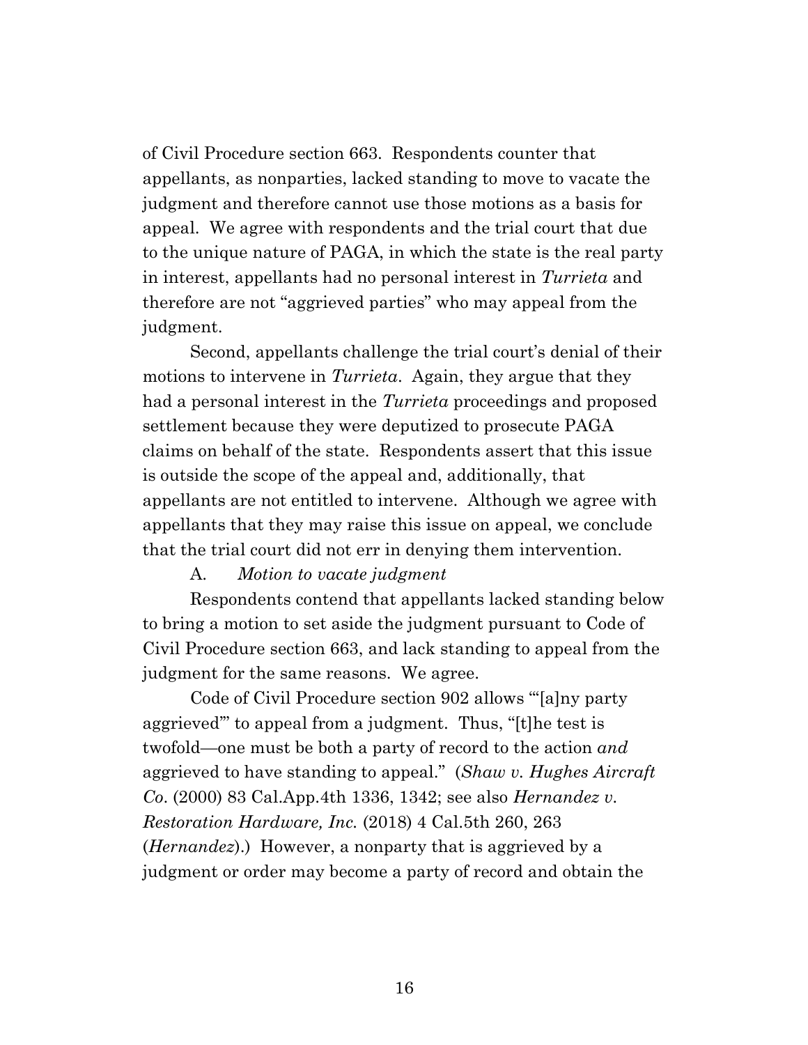of Civil Procedure section 663. Respondents counter that appellants, as nonparties, lacked standing to move to vacate the judgment and therefore cannot use those motions as a basis for appeal. We agree with respondents and the trial court that due to the unique nature of PAGA, in which the state is the real party in interest, appellants had no personal interest in *Turrieta* and therefore are not "aggrieved parties" who may appeal from the judgment.

Second, appellants challenge the trial court's denial of their motions to intervene in *Turrieta*. Again, they argue that they had a personal interest in the *Turrieta* proceedings and proposed settlement because they were deputized to prosecute PAGA claims on behalf of the state. Respondents assert that this issue is outside the scope of the appeal and, additionally, that appellants are not entitled to intervene. Although we agree with appellants that they may raise this issue on appeal, we conclude that the trial court did not err in denying them intervention.

A. *Motion to vacate judgment*

Respondents contend that appellants lacked standing below to bring a motion to set aside the judgment pursuant to Code of Civil Procedure section 663, and lack standing to appeal from the judgment for the same reasons. We agree.

Code of Civil Procedure section 902 allows "'[a]ny party aggrieved'" to appeal from a judgment. Thus, "[t]he test is twofold—one must be both a party of record to the action *and* aggrieved to have standing to appeal." (*Shaw v. Hughes Aircraft Co.* (2000) 83 Cal.App.4th 1336, 1342; see also *Hernandez v. Restoration Hardware, Inc.* (2018) 4 Cal.5th 260, 263 (*Hernandez*).) However, a nonparty that is aggrieved by a judgment or order may become a party of record and obtain the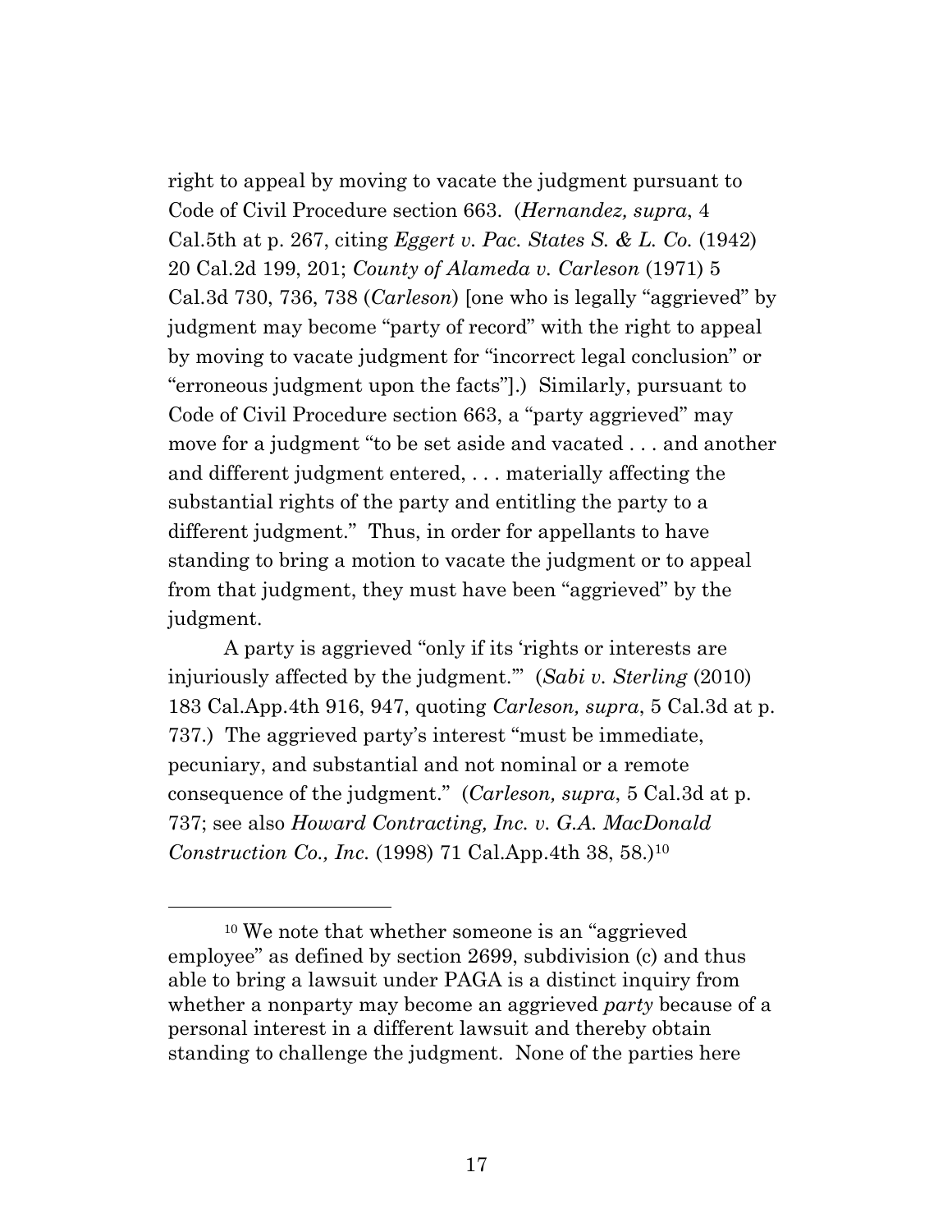right to appeal by moving to vacate the judgment pursuant to Code of Civil Procedure section 663. (*Hernandez, supra*, 4 Cal.5th at p. 267, citing *Eggert v. Pac. States S. & L. Co.* (1942) 20 Cal.2d 199, 201; *County of Alameda v. Carleson* (1971) 5 Cal.3d 730, 736, 738 (*Carleson*) [one who is legally "aggrieved" by judgment may become "party of record" with the right to appeal by moving to vacate judgment for "incorrect legal conclusion" or "erroneous judgment upon the facts"].) Similarly, pursuant to Code of Civil Procedure section 663, a "party aggrieved" may move for a judgment "to be set aside and vacated . . . and another and different judgment entered, . . . materially affecting the substantial rights of the party and entitling the party to a different judgment." Thus, in order for appellants to have standing to bring a motion to vacate the judgment or to appeal from that judgment, they must have been "aggrieved" by the judgment.

A party is aggrieved "only if its 'rights or interests are injuriously affected by the judgment.'" (*Sabi v. Sterling* (2010) 183 Cal.App.4th 916, 947, quoting *Carleson, supra*, 5 Cal.3d at p. 737.) The aggrieved party's interest "must be immediate, pecuniary, and substantial and not nominal or a remote consequence of the judgment." (*Carleson, supra*, 5 Cal.3d at p. 737; see also *Howard Contracting, Inc. v. G.A. MacDonald Construction Co., Inc.* (1998) 71 Cal.App.4th 38, 58.)[10]

---

[10] We note that whether someone is an "aggrieved employee" as defined by section 2699, subdivision (c) and thus able to bring a lawsuit under PAGA is a distinct inquiry from whether a nonparty may become an aggrieved *party* because of a personal interest in a different lawsuit and thereby obtain standing to challenge the judgment. None of the parties here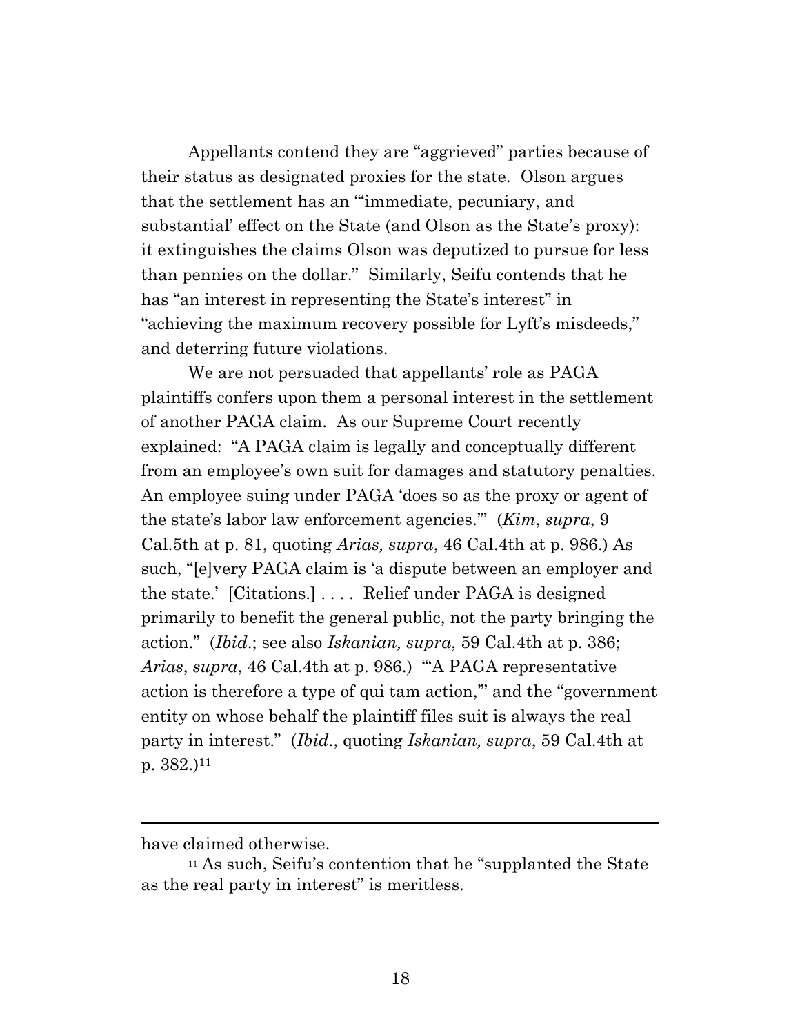Appellants contend they are "aggrieved" parties because of their status as designated proxies for the state. Olson argues that the settlement has an "'immediate, pecuniary, and substantial' effect on the State (and Olson as the State's proxy): it extinguishes the claims Olson was deputized to pursue for less than pennies on the dollar." Similarly, Seifu contends that he has "an interest in representing the State's interest" in "achieving the maximum recovery possible for Lyft's misdeeds," and deterring future violations.

We are not persuaded that appellants' role as PAGA plaintiffs confers upon them a personal interest in the settlement of another PAGA claim. As our Supreme Court recently explained: "A PAGA claim is legally and conceptually different from an employee's own suit for damages and statutory penalties. An employee suing under PAGA 'does so as the proxy or agent of the state's labor law enforcement agencies.'" (*Kim*, *supra*, 9 Cal.5th at p. 81, quoting *Arias, supra*, 46 Cal.4th at p. 986.) As such, "[e]very PAGA claim is 'a dispute between an employer and the state.' [Citations.] . . . . Relief under PAGA is designed primarily to benefit the general public, not the party bringing the action." (*Ibid*.; see also *Iskanian, supra*, 59 Cal.4th at p. 386; *Arias*, *supra*, 46 Cal.4th at p. 986.) "'A PAGA representative action is therefore a type of qui tam action,'" and the "government entity on whose behalf the plaintiff files suit is always the real party in interest." (*Ibid*., quoting *Iskanian, supra*, 59 Cal.4th at p. 382.)[11]

---

have claimed otherwise.

[11] As such, Seifu's contention that he "supplanted the State as the real party in interest" is meritless.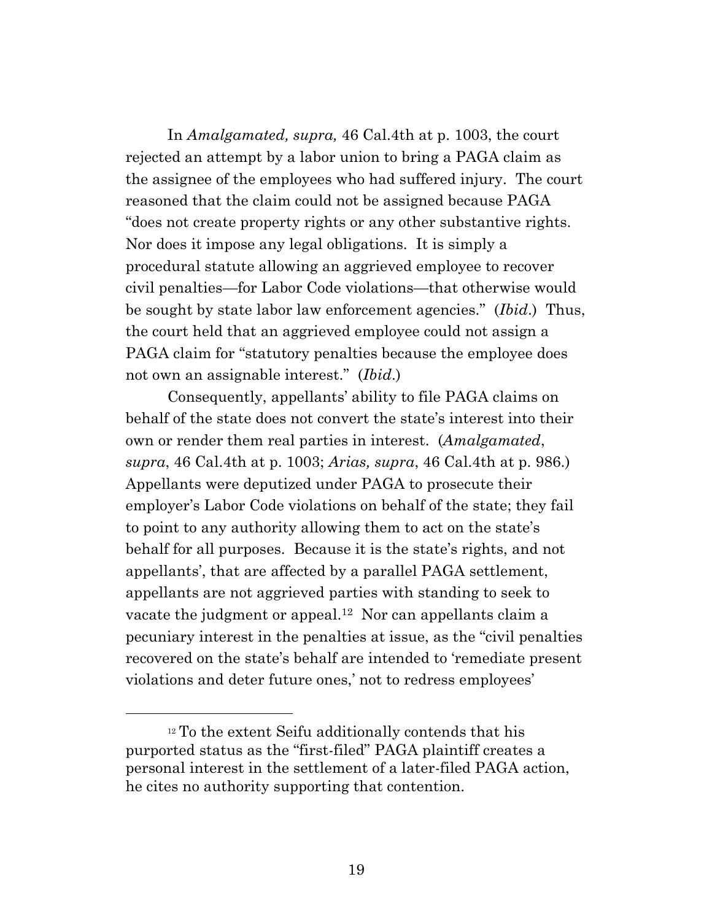In *Amalgamated, supra,* 46 Cal.4th at p. 1003, the court rejected an attempt by a labor union to bring a PAGA claim as the assignee of the employees who had suffered injury. The court reasoned that the claim could not be assigned because PAGA "does not create property rights or any other substantive rights. Nor does it impose any legal obligations. It is simply a procedural statute allowing an aggrieved employee to recover civil penalties—for Labor Code violations—that otherwise would be sought by state labor law enforcement agencies." (*Ibid*.) Thus, the court held that an aggrieved employee could not assign a PAGA claim for "statutory penalties because the employee does not own an assignable interest." (*Ibid*.)

Consequently, appellants' ability to file PAGA claims on behalf of the state does not convert the state's interest into their own or render them real parties in interest. (*Amalgamated*, *supra*, 46 Cal.4th at p. 1003; *Arias, supra*, 46 Cal.4th at p. 986.) Appellants were deputized under PAGA to prosecute their employer's Labor Code violations on behalf of the state; they fail to point to any authority allowing them to act on the state's behalf for all purposes. Because it is the state's rights, and not appellants', that are affected by a parallel PAGA settlement, appellants are not aggrieved parties with standing to seek to vacate the judgment or appeal.[12] Nor can appellants claim a pecuniary interest in the penalties at issue, as the "civil penalties recovered on the state's behalf are intended to 'remediate present violations and deter future ones,' not to redress employees'

---

[12] To the extent Seifu additionally contends that his purported status as the "first-filed" PAGA plaintiff creates a personal interest in the settlement of a later-filed PAGA action, he cites no authority supporting that contention.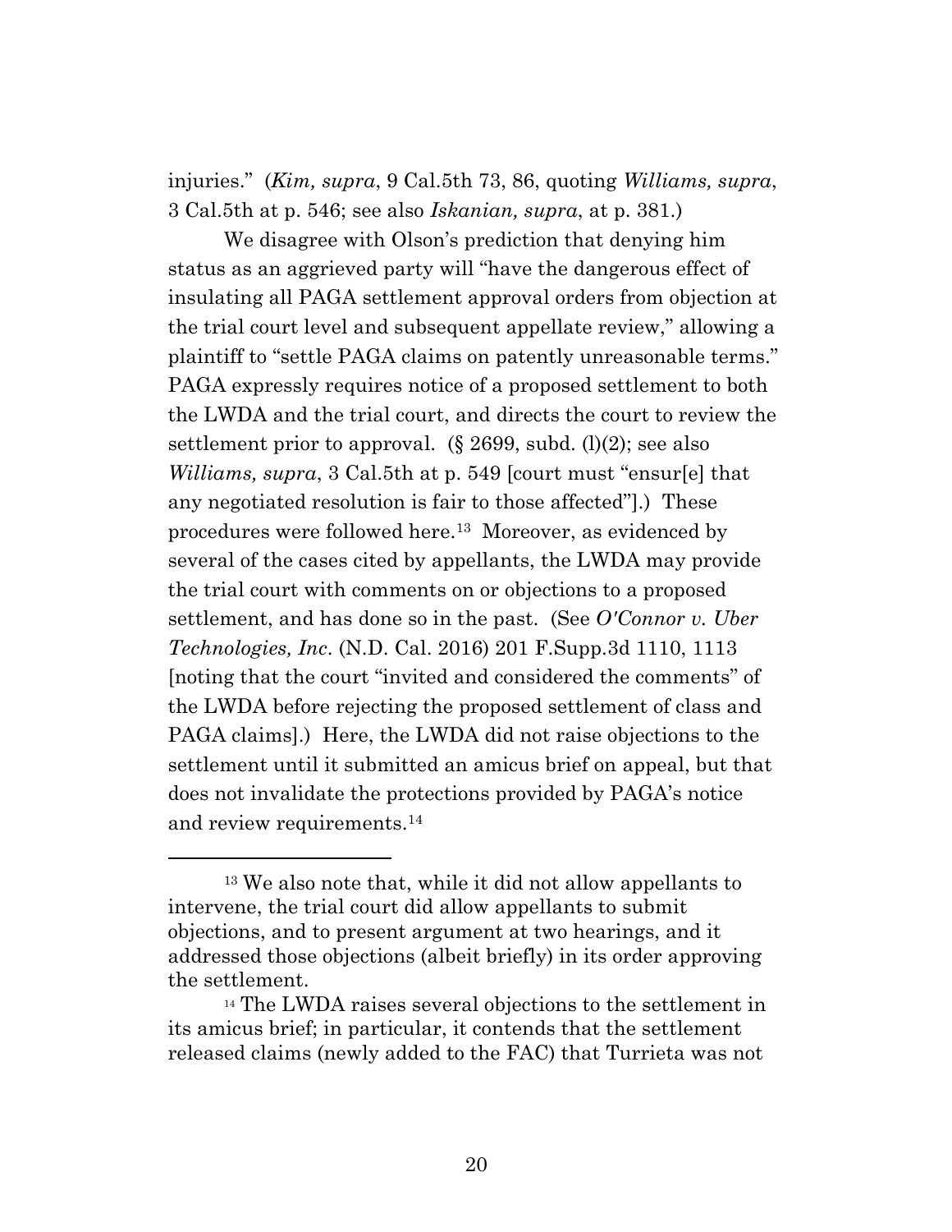injuries." (*Kim, supra*, 9 Cal.5th 73, 86, quoting *Williams, supra*, 3 Cal.5th at p. 546; see also *Iskanian, supra*, at p. 381.)

We disagree with Olson's prediction that denying him status as an aggrieved party will "have the dangerous effect of insulating all PAGA settlement approval orders from objection at the trial court level and subsequent appellate review," allowing a plaintiff to "settle PAGA claims on patently unreasonable terms." PAGA expressly requires notice of a proposed settlement to both the LWDA and the trial court, and directs the court to review the settlement prior to approval. (§ 2699, subd. (l)(2); see also *Williams, supra*, 3 Cal.5th at p. 549 [court must "ensur[e] that any negotiated resolution is fair to those affected"].) These procedures were followed here.[13] Moreover, as evidenced by several of the cases cited by appellants, the LWDA may provide the trial court with comments on or objections to a proposed settlement, and has done so in the past. (See *O'Connor v. Uber Technologies, Inc*. (N.D. Cal. 2016) 201 F.Supp.3d 1110, 1113 [noting that the court "invited and considered the comments" of the LWDA before rejecting the proposed settlement of class and PAGA claims].) Here, the LWDA did not raise objections to the settlement until it submitted an amicus brief on appeal, but that does not invalidate the protections provided by PAGA's notice and review requirements.[14]

---

[13] We also note that, while it did not allow appellants to intervene, the trial court did allow appellants to submit objections, and to present argument at two hearings, and it addressed those objections (albeit briefly) in its order approving the settlement.

[14] The LWDA raises several objections to the settlement in its amicus brief; in particular, it contends that the settlement released claims (newly added to the FAC) that Turrieta was not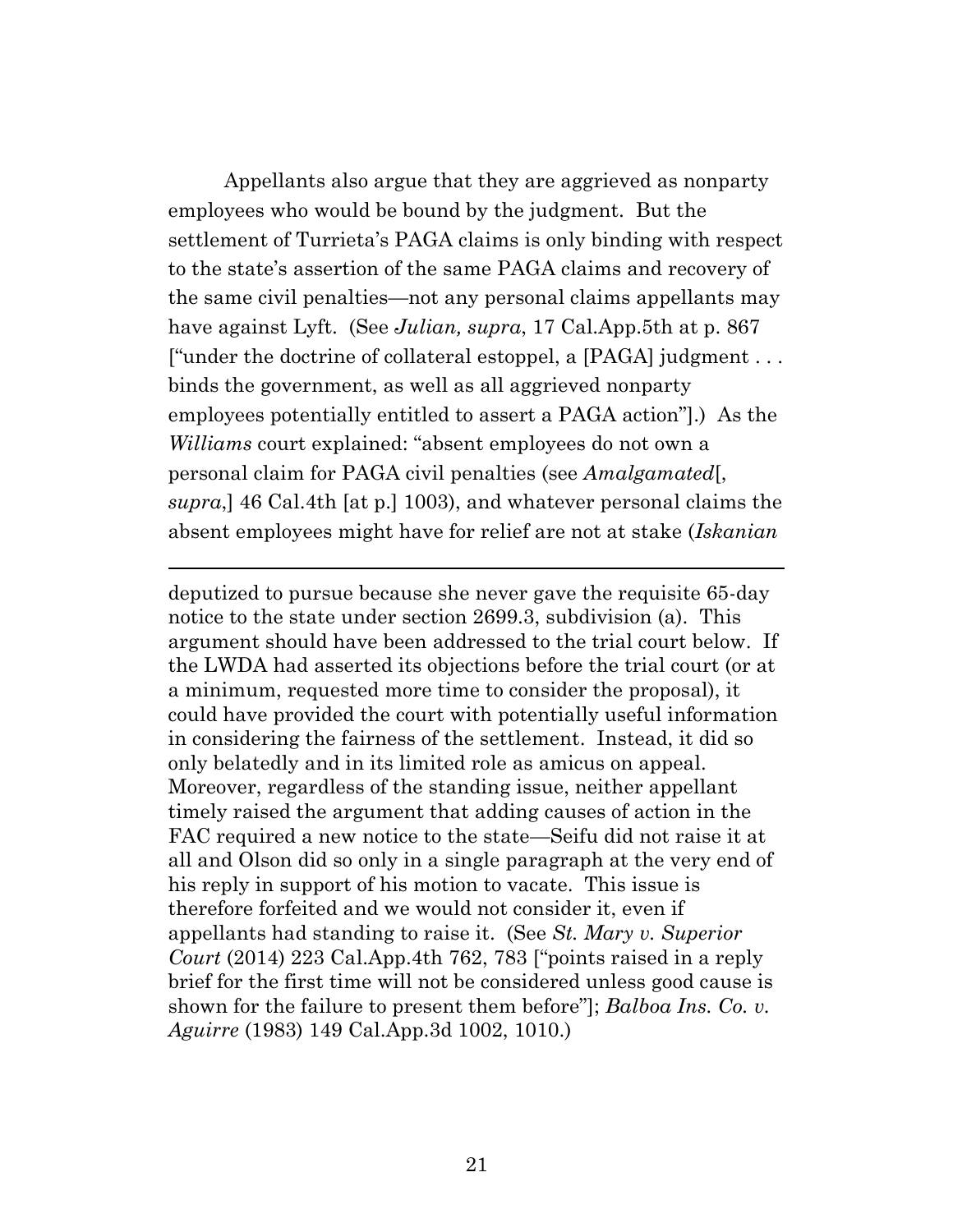Appellants also argue that they are aggrieved as nonparty employees who would be bound by the judgment. But the settlement of Turrieta's PAGA claims is only binding with respect to the state's assertion of the same PAGA claims and recovery of the same civil penalties—not any personal claims appellants may have against Lyft. (See *Julian, supra*, 17 Cal.App.5th at p. 867 ["under the doctrine of collateral estoppel, a [PAGA] judgment . . . binds the government, as well as all aggrieved nonparty employees potentially entitled to assert a PAGA action"].) As the *Williams* court explained: "absent employees do not own a personal claim for PAGA civil penalties (see *Amalgamated*[, *supra*,] 46 Cal.4th [at p.] 1003), and whatever personal claims the absent employees might have for relief are not at stake (*Iskanian*

---

deputized to pursue because she never gave the requisite 65-day notice to the state under section 2699.3, subdivision (a). This argument should have been addressed to the trial court below. If the LWDA had asserted its objections before the trial court (or at a minimum, requested more time to consider the proposal), it could have provided the court with potentially useful information in considering the fairness of the settlement. Instead, it did so only belatedly and in its limited role as amicus on appeal. Moreover, regardless of the standing issue, neither appellant timely raised the argument that adding causes of action in the FAC required a new notice to the state—Seifu did not raise it at all and Olson did so only in a single paragraph at the very end of his reply in support of his motion to vacate. This issue is therefore forfeited and we would not consider it, even if appellants had standing to raise it. (See *St. Mary v. Superior Court* (2014) 223 Cal.App.4th 762, 783 ["points raised in a reply brief for the first time will not be considered unless good cause is shown for the failure to present them before"]; *Balboa Ins. Co. v. Aguirre* (1983) 149 Cal.App.3d 1002, 1010.)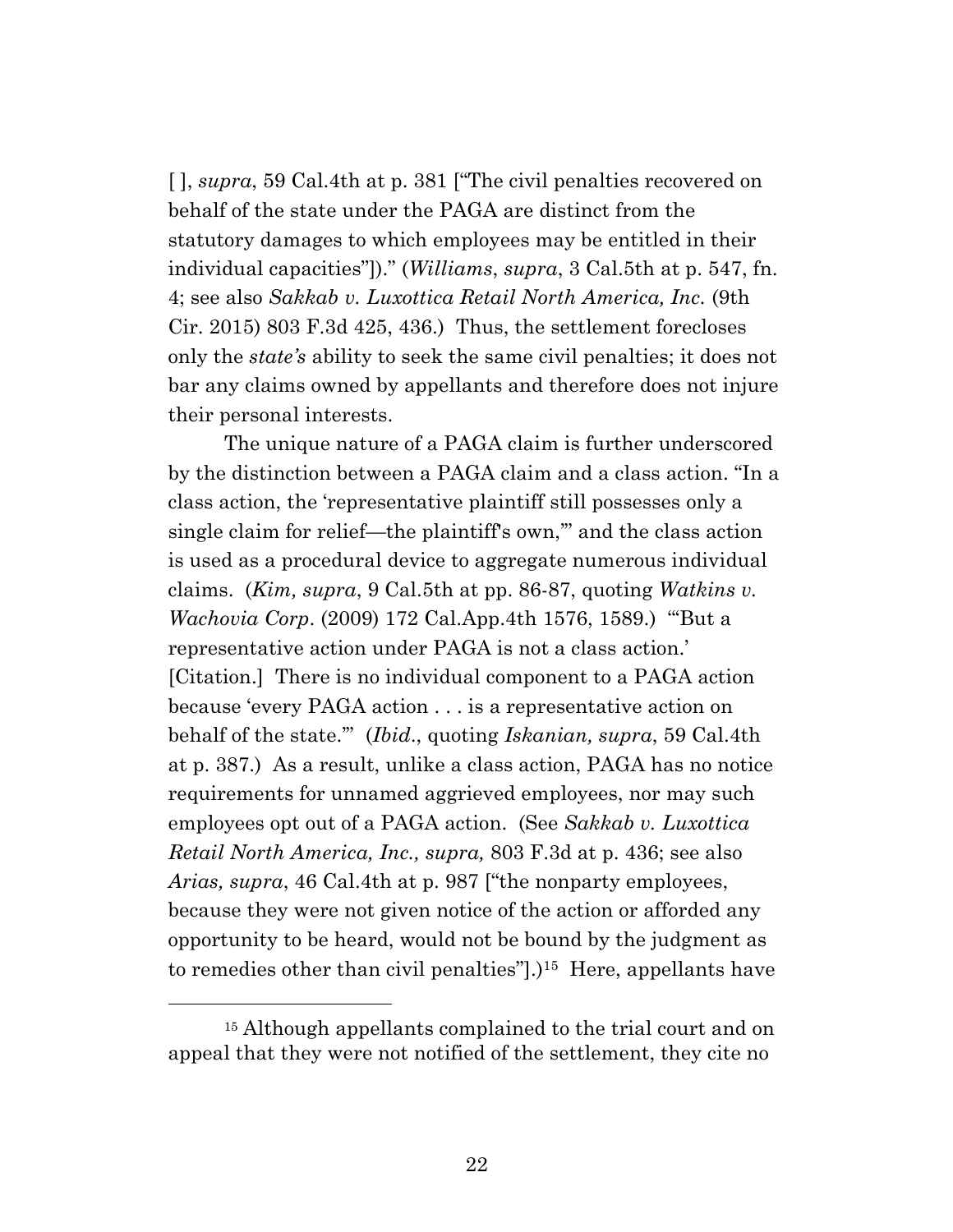[ ], *supra*, 59 Cal.4th at p. 381 ["The civil penalties recovered on behalf of the state under the PAGA are distinct from the statutory damages to which employees may be entitled in their individual capacities"])." (*Williams*, *supra*, 3 Cal.5th at p. 547, fn. 4; see also *Sakkab v. Luxottica Retail North America, Inc.* (9th Cir. 2015) 803 F.3d 425, 436.) Thus, the settlement forecloses only the *state's* ability to seek the same civil penalties; it does not bar any claims owned by appellants and therefore does not injure their personal interests.

The unique nature of a PAGA claim is further underscored by the distinction between a PAGA claim and a class action. "In a class action, the 'representative plaintiff still possesses only a single claim for relief—the plaintiff's own,'" and the class action is used as a procedural device to aggregate numerous individual claims. (*Kim, supra*, 9 Cal.5th at pp. 86-87, quoting *Watkins v. Wachovia Corp*. (2009) 172 Cal.App.4th 1576, 1589.) "'But a representative action under PAGA is not a class action.' [Citation.] There is no individual component to a PAGA action because 'every PAGA action . . . is a representative action on behalf of the state.'" (*Ibid*., quoting *Iskanian, supra*, 59 Cal.4th at p. 387.) As a result, unlike a class action, PAGA has no notice requirements for unnamed aggrieved employees, nor may such employees opt out of a PAGA action. (See *Sakkab v. Luxottica Retail North America, Inc., supra,* 803 F.3d at p. 436; see also *Arias, supra*, 46 Cal.4th at p. 987 ["the nonparty employees, because they were not given notice of the action or afforded any opportunity to be heard, would not be bound by the judgment as to remedies other than civil penalties"].)[15] Here, appellants have

[15] Although appellants complained to the trial court and on appeal that they were not notified of the settlement, they cite no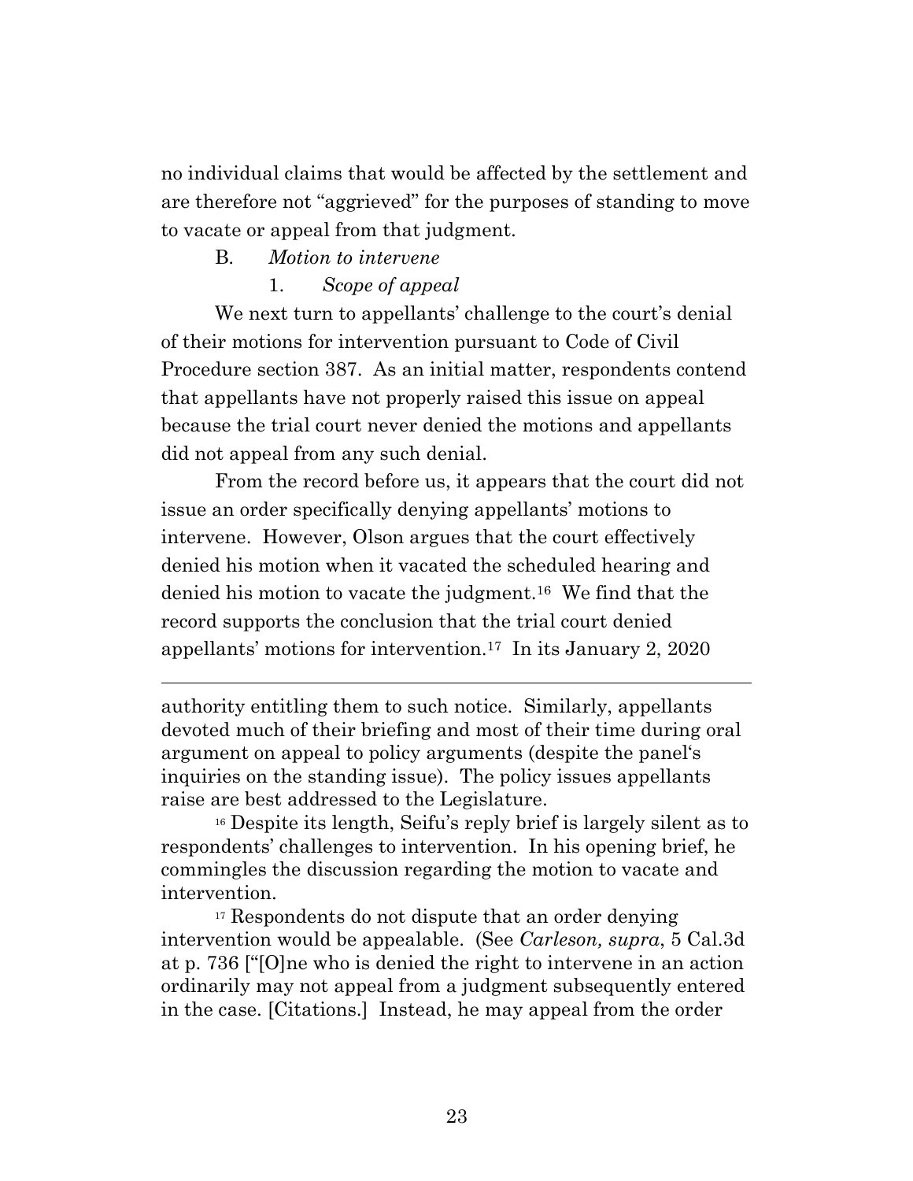no individual claims that would be affected by the settlement and are therefore not "aggrieved" for the purposes of standing to move to vacate or appeal from that judgment.

B. *Motion to intervene*

1. *Scope of appeal*

We next turn to appellants' challenge to the court's denial of their motions for intervention pursuant to Code of Civil Procedure section 387. As an initial matter, respondents contend that appellants have not properly raised this issue on appeal because the trial court never denied the motions and appellants did not appeal from any such denial.

From the record before us, it appears that the court did not issue an order specifically denying appellants' motions to intervene. However, Olson argues that the court effectively denied his motion when it vacated the scheduled hearing and denied his motion to vacate the judgment.[16] We find that the record supports the conclusion that the trial court denied appellants' motions for intervention.[17] In its January 2, 2020

---

authority entitling them to such notice. Similarly, appellants devoted much of their briefing and most of their time during oral argument on appeal to policy arguments (despite the panel's inquiries on the standing issue). The policy issues appellants raise are best addressed to the Legislature.

[16] Despite its length, Seifu's reply brief is largely silent as to respondents' challenges to intervention. In his opening brief, he commingles the discussion regarding the motion to vacate and intervention.

[17] Respondents do not dispute that an order denying intervention would be appealable. (See *Carleson, supra*, 5 Cal.3d at p. 736 ["[O]ne who is denied the right to intervene in an action ordinarily may not appeal from a judgment subsequently entered in the case. [Citations.] Instead, he may appeal from the order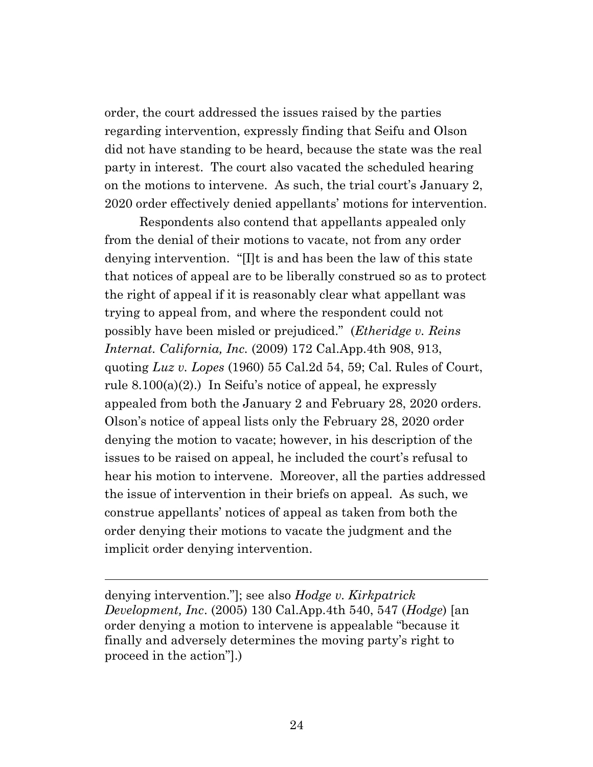order, the court addressed the issues raised by the parties regarding intervention, expressly finding that Seifu and Olson did not have standing to be heard, because the state was the real party in interest. The court also vacated the scheduled hearing on the motions to intervene. As such, the trial court's January 2, 2020 order effectively denied appellants' motions for intervention.

Respondents also contend that appellants appealed only from the denial of their motions to vacate, not from any order denying intervention. "[I]t is and has been the law of this state that notices of appeal are to be liberally construed so as to protect the right of appeal if it is reasonably clear what appellant was trying to appeal from, and where the respondent could not possibly have been misled or prejudiced." (*Etheridge v. Reins Internat. California, Inc.* (2009) 172 Cal.App.4th 908, 913, quoting *Luz v. Lopes* (1960) 55 Cal.2d 54, 59; Cal. Rules of Court, rule 8.100(a)(2).) In Seifu's notice of appeal, he expressly appealed from both the January 2 and February 28, 2020 orders. Olson's notice of appeal lists only the February 28, 2020 order denying the motion to vacate; however, in his description of the issues to be raised on appeal, he included the court's refusal to hear his motion to intervene. Moreover, all the parties addressed the issue of intervention in their briefs on appeal. As such, we construe appellants' notices of appeal as taken from both the order denying their motions to vacate the judgment and the implicit order denying intervention.

---

denying intervention."]; see also *Hodge v. Kirkpatrick Development, Inc*. (2005) 130 Cal.App.4th 540, 547 (*Hodge*) [an order denying a motion to intervene is appealable "because it finally and adversely determines the moving party's right to proceed in the action"].)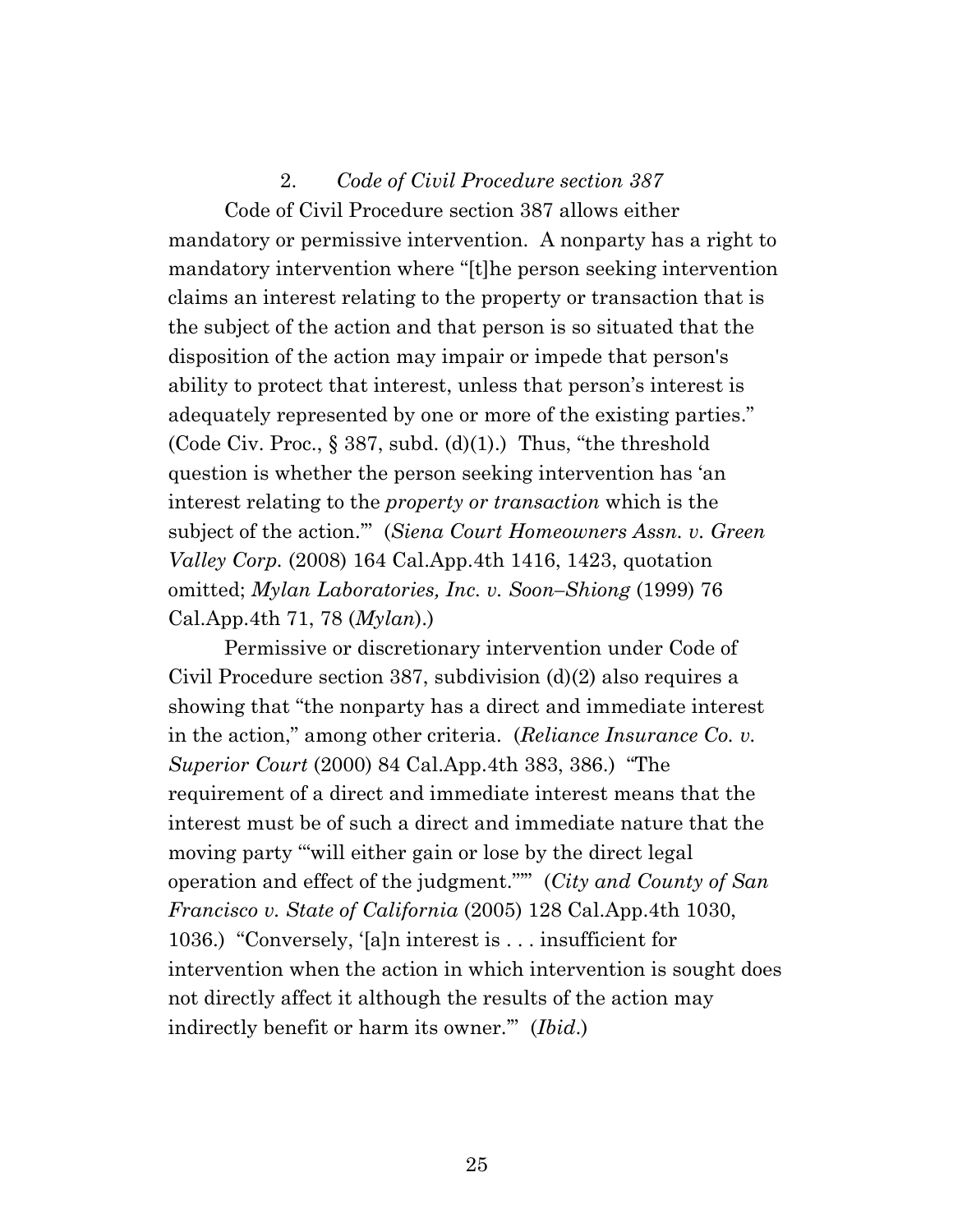### 2. *Code of Civil Procedure section 387*

Code of Civil Procedure section 387 allows either mandatory or permissive intervention. A nonparty has a right to mandatory intervention where "[t]he person seeking intervention claims an interest relating to the property or transaction that is the subject of the action and that person is so situated that the disposition of the action may impair or impede that person's ability to protect that interest, unless that person's interest is adequately represented by one or more of the existing parties." (Code Civ. Proc., § 387, subd. (d)(1).) Thus, "the threshold question is whether the person seeking intervention has 'an interest relating to the *property or transaction* which is the subject of the action.'" (*Siena Court Homeowners Assn. v. Green Valley Corp.* (2008) 164 Cal.App.4th 1416, 1423, quotation omitted; *Mylan Laboratories, Inc. v. Soon–Shiong* (1999) 76 Cal.App.4th 71, 78 (*Mylan*).)

Permissive or discretionary intervention under Code of Civil Procedure section 387, subdivision (d)(2) also requires a showing that "the nonparty has a direct and immediate interest in the action," among other criteria. (*Reliance Insurance Co. v. Superior Court* (2000) 84 Cal.App.4th 383, 386.) "The requirement of a direct and immediate interest means that the interest must be of such a direct and immediate nature that the moving party '"will either gain or lose by the direct legal operation and effect of the judgment."'" (*City and County of San Francisco v. State of California* (2005) 128 Cal.App.4th 1030, 1036.) "Conversely, '[a]n interest is . . . insufficient for intervention when the action in which intervention is sought does not directly affect it although the results of the action may indirectly benefit or harm its owner.'" (*Ibid.*)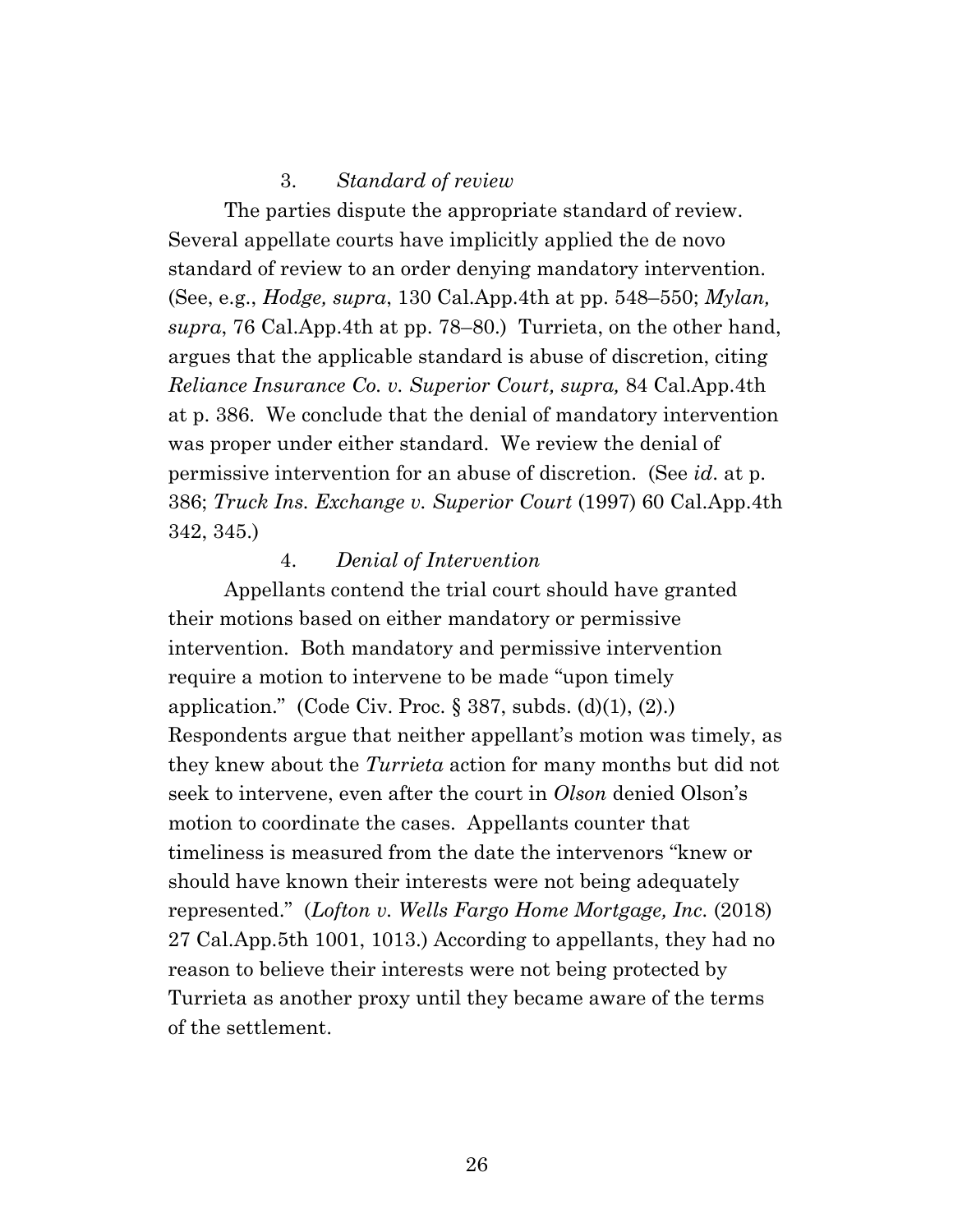### 3. *Standard of review*

The parties dispute the appropriate standard of review. Several appellate courts have implicitly applied the de novo standard of review to an order denying mandatory intervention. (See, e.g., *Hodge, supra*, 130 Cal.App.4th at pp. 548–550; *Mylan, supra*, 76 Cal.App.4th at pp. 78–80.) Turrieta, on the other hand, argues that the applicable standard is abuse of discretion, citing *Reliance Insurance Co. v. Superior Court, supra,* 84 Cal.App.4th at p. 386. We conclude that the denial of mandatory intervention was proper under either standard. We review the denial of permissive intervention for an abuse of discretion. (See *id*. at p. 386; *Truck Ins. Exchange v. Superior Court* (1997) 60 Cal.App.4th 342, 345.)

### 4. *Denial of Intervention*

Appellants contend the trial court should have granted their motions based on either mandatory or permissive intervention. Both mandatory and permissive intervention require a motion to intervene to be made "upon timely application." (Code Civ. Proc. § 387, subds. (d)(1), (2).) Respondents argue that neither appellant's motion was timely, as they knew about the *Turrieta* action for many months but did not seek to intervene, even after the court in *Olson* denied Olson's motion to coordinate the cases. Appellants counter that timeliness is measured from the date the intervenors "knew or should have known their interests were not being adequately represented." (*Lofton v. Wells Fargo Home Mortgage, Inc*. (2018) 27 Cal.App.5th 1001, 1013.) According to appellants, they had no reason to believe their interests were not being protected by Turrieta as another proxy until they became aware of the terms of the settlement.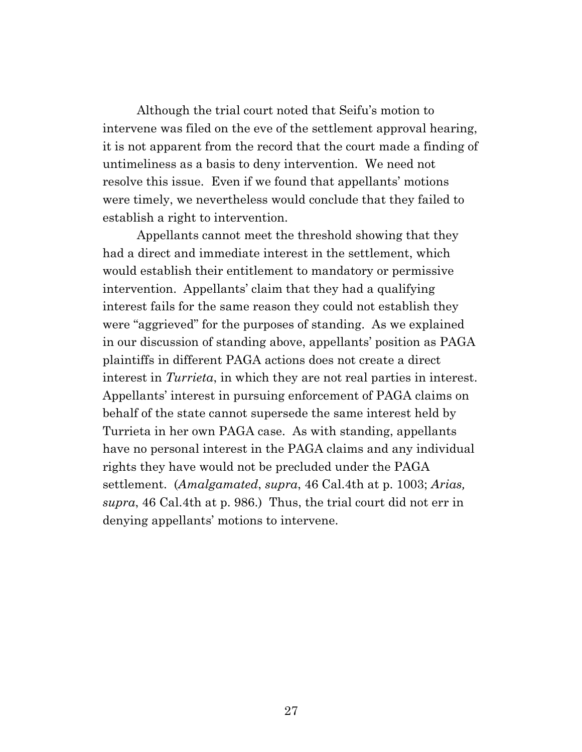Although the trial court noted that Seifu's motion to intervene was filed on the eve of the settlement approval hearing, it is not apparent from the record that the court made a finding of untimeliness as a basis to deny intervention. We need not resolve this issue. Even if we found that appellants' motions were timely, we nevertheless would conclude that they failed to establish a right to intervention.

Appellants cannot meet the threshold showing that they had a direct and immediate interest in the settlement, which would establish their entitlement to mandatory or permissive intervention. Appellants' claim that they had a qualifying interest fails for the same reason they could not establish they were "aggrieved" for the purposes of standing. As we explained in our discussion of standing above, appellants' position as PAGA plaintiffs in different PAGA actions does not create a direct interest in *Turrieta*, in which they are not real parties in interest. Appellants' interest in pursuing enforcement of PAGA claims on behalf of the state cannot supersede the same interest held by Turrieta in her own PAGA case. As with standing, appellants have no personal interest in the PAGA claims and any individual rights they have would not be precluded under the PAGA settlement. (*Amalgamated*, *supra*, 46 Cal.4th at p. 1003; *Arias, supra*, 46 Cal.4th at p. 986.) Thus, the trial court did not err in denying appellants' motions to intervene.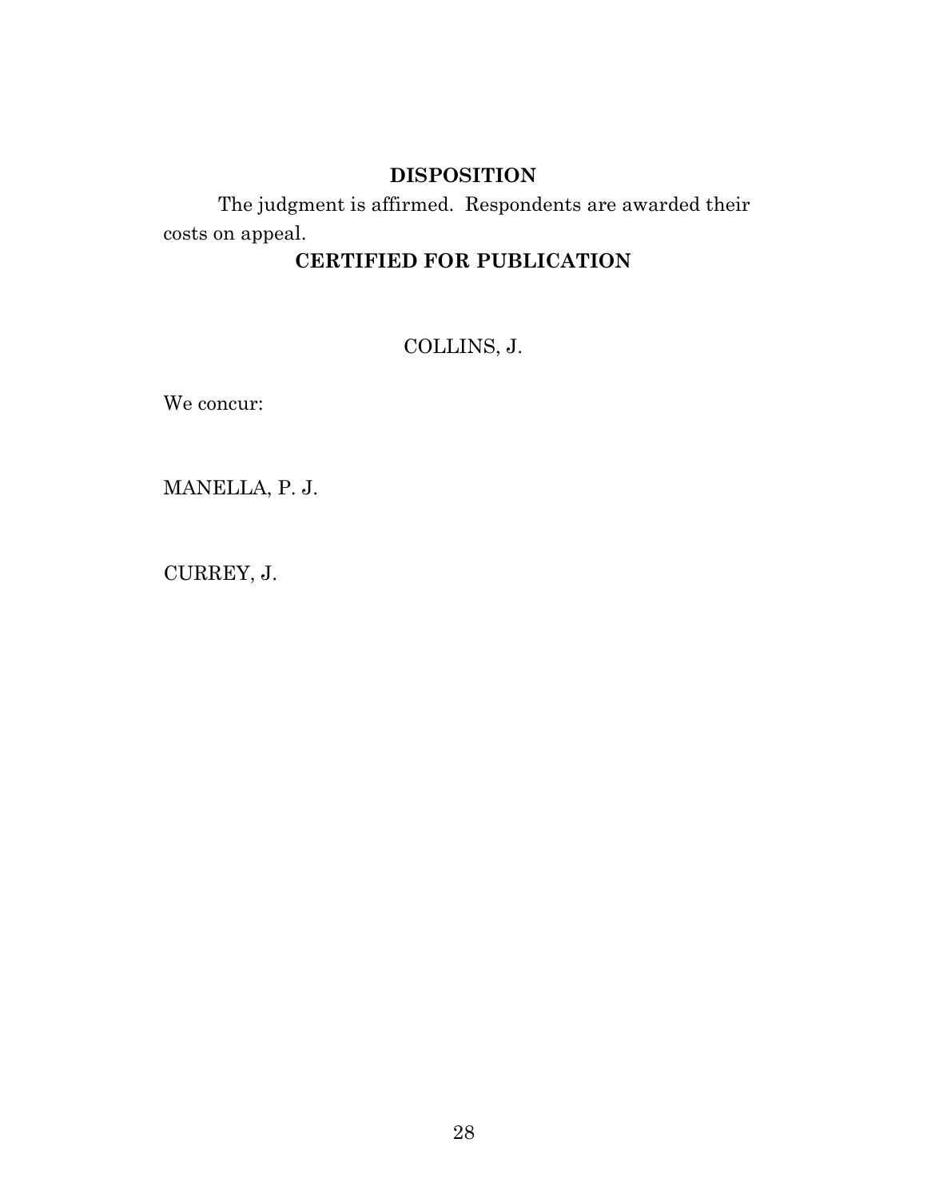## DISPOSITION

The judgment is affirmed. Respondents are awarded their costs on appeal.

## CERTIFIED FOR PUBLICATION

COLLINS, J.

We concur:

MANELLA, P. J.

CURREY, J.